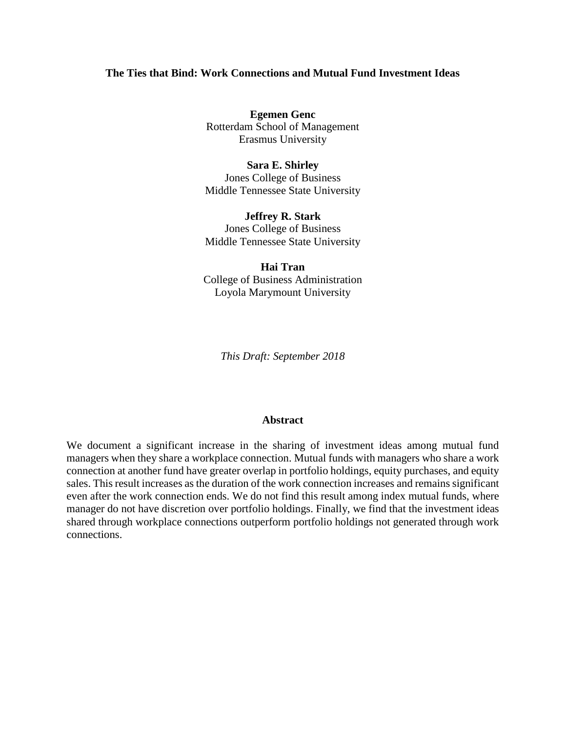# The Ties that Bind: Work Connections and Mutual Fund Investment Ideas

**Egemen Genc**
Rotterdam School of Management
Erasmus University

**Sara E. Shirley**
Jones College of Business
Middle Tennessee State University

**Jeffrey R. Stark**
Jones College of Business
Middle Tennessee State University

**Hai Tran**
College of Business Administration
Loyola Marymount University

*This Draft: September 2018*

## Abstract

We document a significant increase in the sharing of investment ideas among mutual fund managers when they share a workplace connection. Mutual funds with managers who share a work connection at another fund have greater overlap in portfolio holdings, equity purchases, and equity sales. This result increases as the duration of the work connection increases and remains significant even after the work connection ends. We do not find this result among index mutual funds, where manager do not have discretion over portfolio holdings. Finally, we find that the investment ideas shared through workplace connections outperform portfolio holdings not generated through work connections.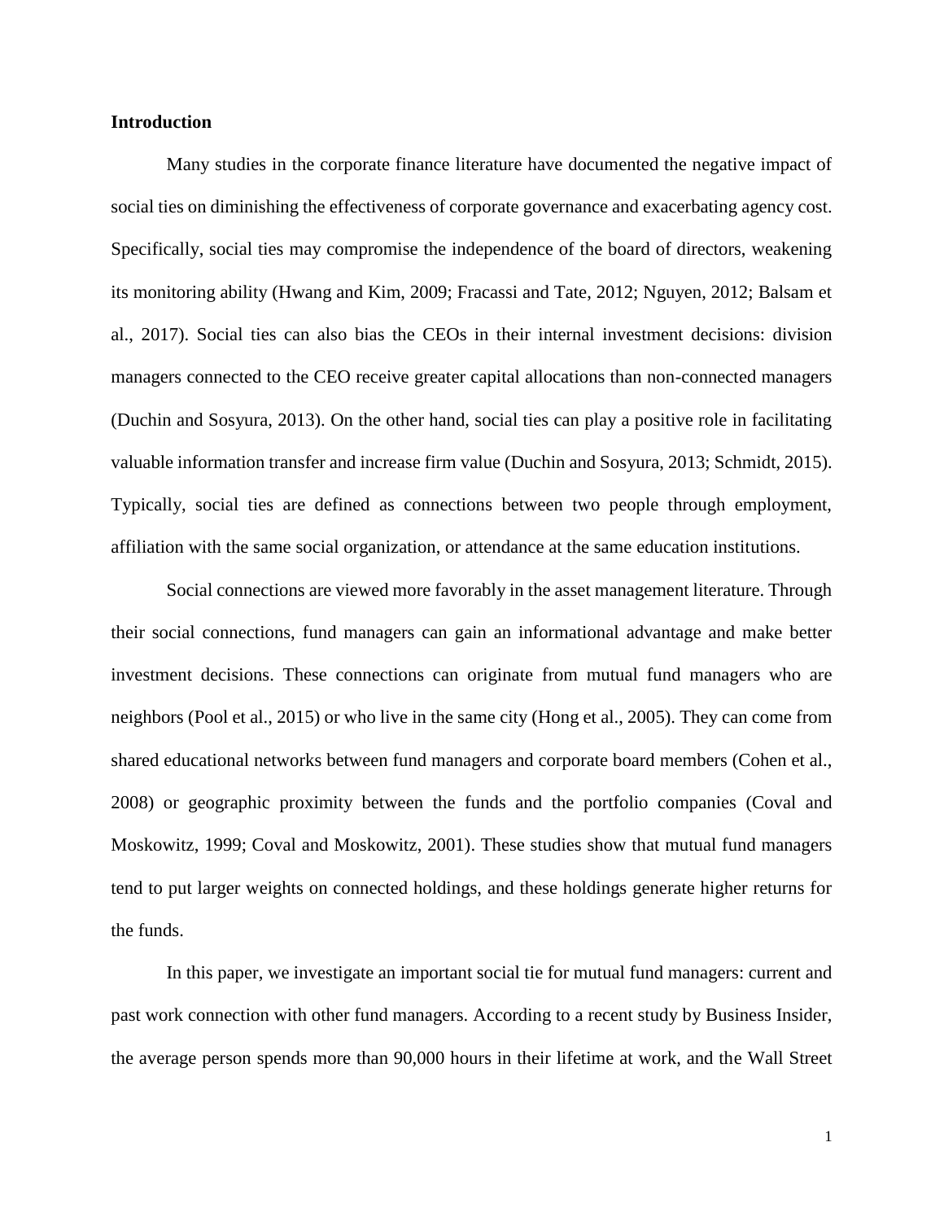## Introduction

Many studies in the corporate finance literature have documented the negative impact of social ties on diminishing the effectiveness of corporate governance and exacerbating agency cost. Specifically, social ties may compromise the independence of the board of directors, weakening its monitoring ability (Hwang and Kim, 2009; Fracassi and Tate, 2012; Nguyen, 2012; Balsam et al., 2017). Social ties can also bias the CEOs in their internal investment decisions: division managers connected to the CEO receive greater capital allocations than non-connected managers (Duchin and Sosyura, 2013). On the other hand, social ties can play a positive role in facilitating valuable information transfer and increase firm value (Duchin and Sosyura, 2013; Schmidt, 2015). Typically, social ties are defined as connections between two people through employment, affiliation with the same social organization, or attendance at the same education institutions.

Social connections are viewed more favorably in the asset management literature. Through their social connections, fund managers can gain an informational advantage and make better investment decisions. These connections can originate from mutual fund managers who are neighbors (Pool et al., 2015) or who live in the same city (Hong et al., 2005). They can come from shared educational networks between fund managers and corporate board members (Cohen et al., 2008) or geographic proximity between the funds and the portfolio companies (Coval and Moskowitz, 1999; Coval and Moskowitz, 2001). These studies show that mutual fund managers tend to put larger weights on connected holdings, and these holdings generate higher returns for the funds.

In this paper, we investigate an important social tie for mutual fund managers: current and past work connection with other fund managers. According to a recent study by Business Insider, the average person spends more than 90,000 hours in their lifetime at work, and the Wall Street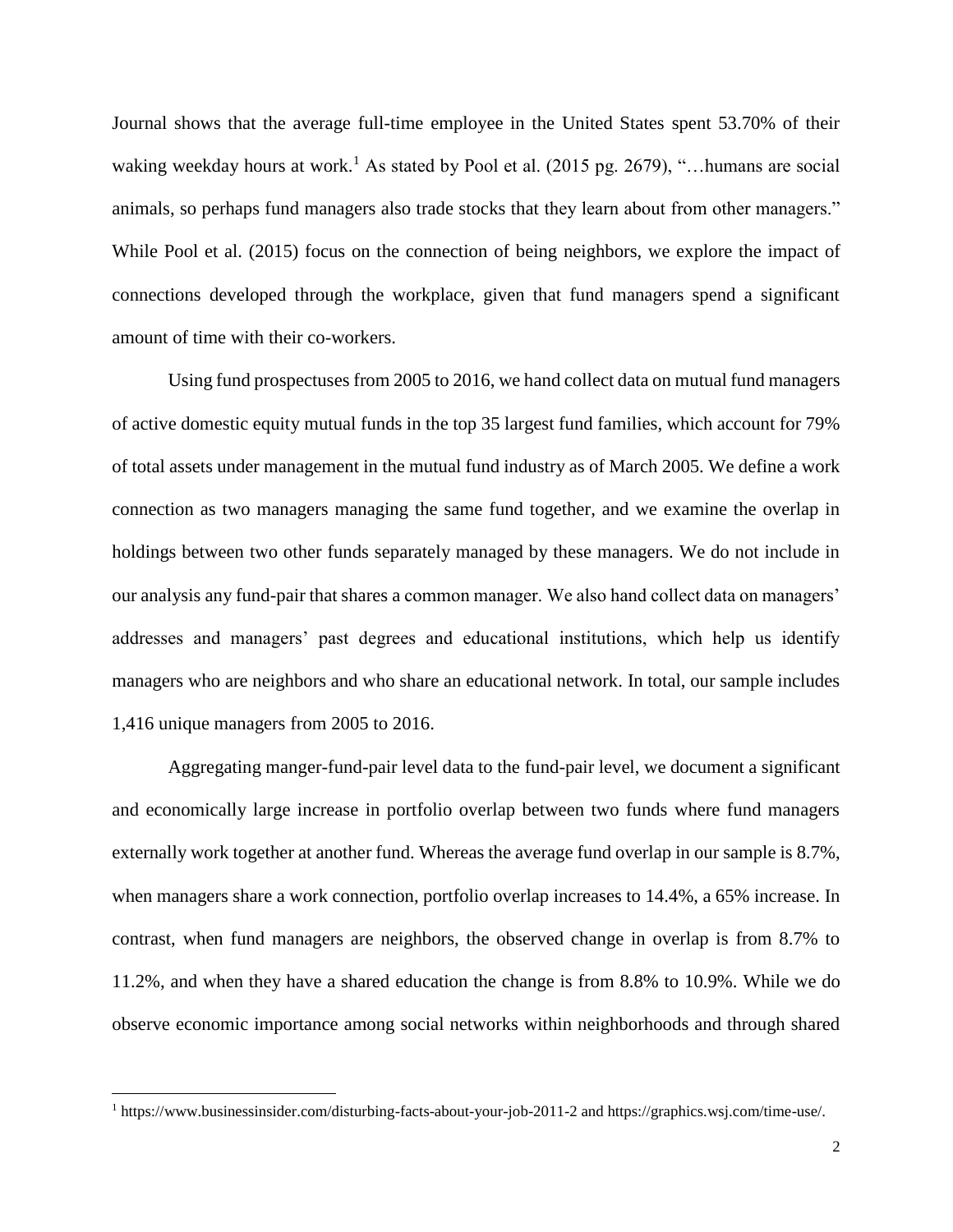Journal shows that the average full-time employee in the United States spent 53.70% of their waking weekday hours at work.[1] As stated by Pool et al. (2015 pg. 2679), "…humans are social animals, so perhaps fund managers also trade stocks that they learn about from other managers." While Pool et al. (2015) focus on the connection of being neighbors, we explore the impact of connections developed through the workplace, given that fund managers spend a significant amount of time with their co-workers.

Using fund prospectuses from 2005 to 2016, we hand collect data on mutual fund managers of active domestic equity mutual funds in the top 35 largest fund families, which account for 79% of total assets under management in the mutual fund industry as of March 2005. We define a work connection as two managers managing the same fund together, and we examine the overlap in holdings between two other funds separately managed by these managers. We do not include in our analysis any fund-pair that shares a common manager. We also hand collect data on managers' addresses and managers' past degrees and educational institutions, which help us identify managers who are neighbors and who share an educational network. In total, our sample includes 1,416 unique managers from 2005 to 2016.

Aggregating manger-fund-pair level data to the fund-pair level, we document a significant and economically large increase in portfolio overlap between two funds where fund managers externally work together at another fund. Whereas the average fund overlap in our sample is 8.7%, when managers share a work connection, portfolio overlap increases to 14.4%, a 65% increase. In contrast, when fund managers are neighbors, the observed change in overlap is from 8.7% to 11.2%, and when they have a shared education the change is from 8.8% to 10.9%. While we do observe economic importance among social networks within neighborhoods and through shared

[1] https://www.businessinsider.com/disturbing-facts-about-your-job-2011-2 and https://graphics.wsj.com/time-use/.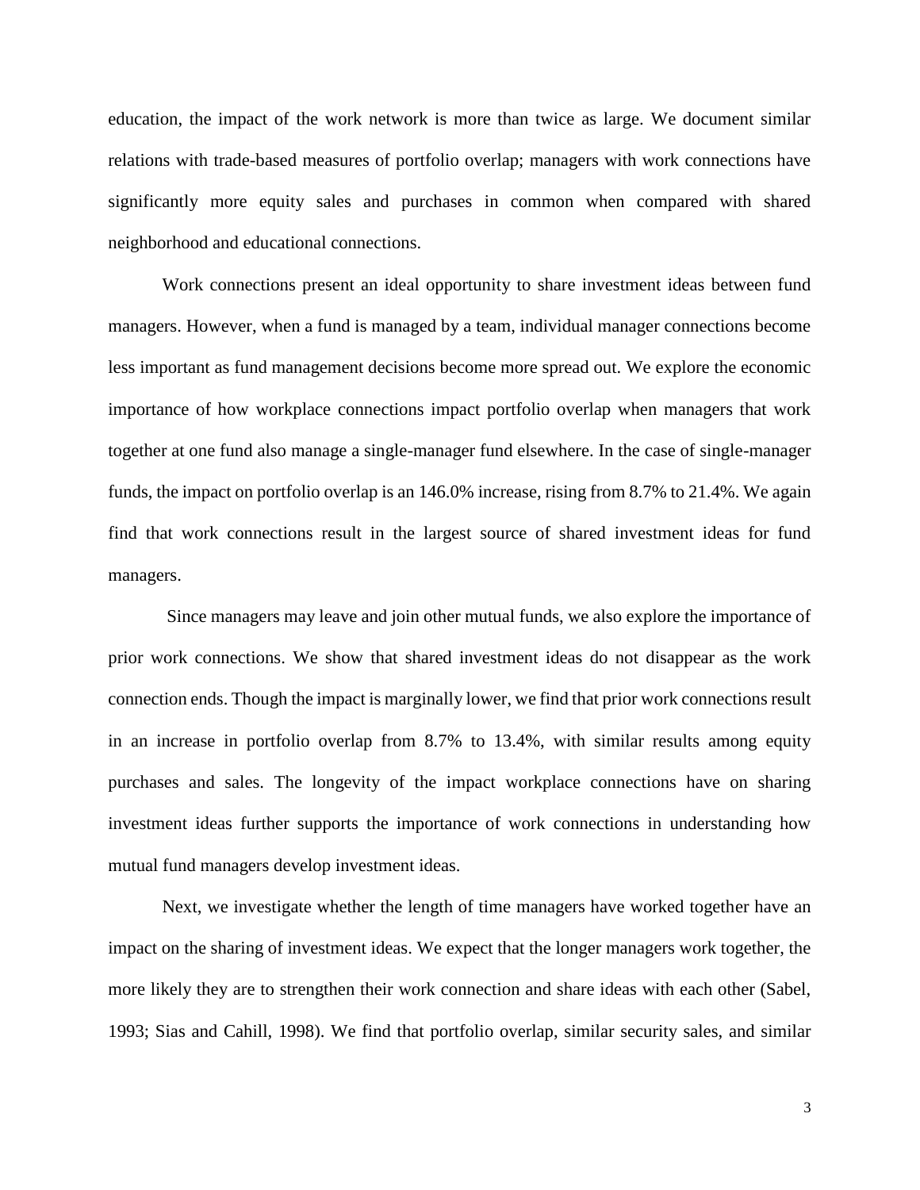education, the impact of the work network is more than twice as large. We document similar relations with trade-based measures of portfolio overlap; managers with work connections have significantly more equity sales and purchases in common when compared with shared neighborhood and educational connections.

Work connections present an ideal opportunity to share investment ideas between fund managers. However, when a fund is managed by a team, individual manager connections become less important as fund management decisions become more spread out. We explore the economic importance of how workplace connections impact portfolio overlap when managers that work together at one fund also manage a single-manager fund elsewhere. In the case of single-manager funds, the impact on portfolio overlap is an 146.0% increase, rising from 8.7% to 21.4%. We again find that work connections result in the largest source of shared investment ideas for fund managers.

Since managers may leave and join other mutual funds, we also explore the importance of prior work connections. We show that shared investment ideas do not disappear as the work connection ends. Though the impact is marginally lower, we find that prior work connections result in an increase in portfolio overlap from 8.7% to 13.4%, with similar results among equity purchases and sales. The longevity of the impact workplace connections have on sharing investment ideas further supports the importance of work connections in understanding how mutual fund managers develop investment ideas.

Next, we investigate whether the length of time managers have worked together have an impact on the sharing of investment ideas. We expect that the longer managers work together, the more likely they are to strengthen their work connection and share ideas with each other (Sabel, 1993; Sias and Cahill, 1998). We find that portfolio overlap, similar security sales, and similar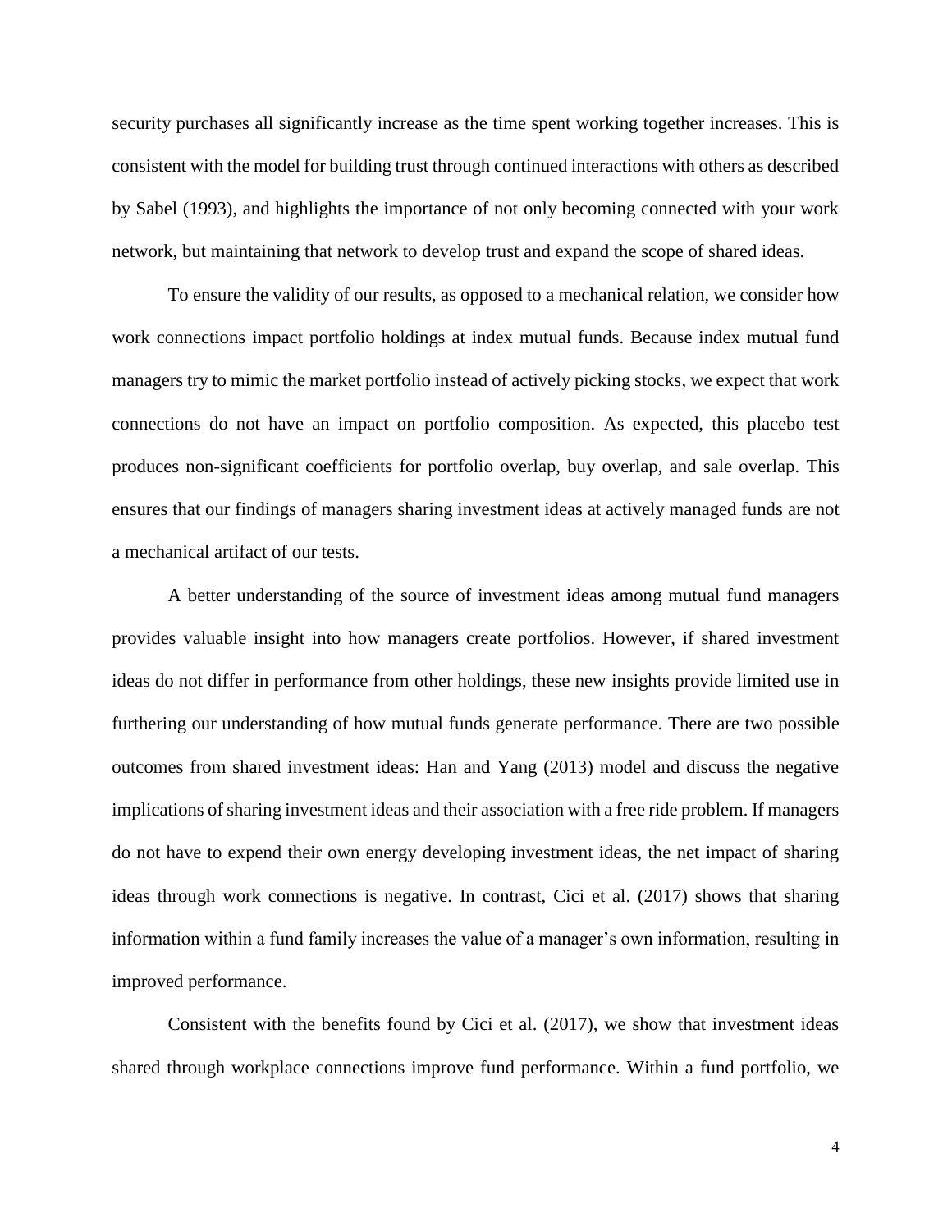security purchases all significantly increase as the time spent working together increases. This is consistent with the model for building trust through continued interactions with others as described by Sabel (1993), and highlights the importance of not only becoming connected with your work network, but maintaining that network to develop trust and expand the scope of shared ideas.

To ensure the validity of our results, as opposed to a mechanical relation, we consider how work connections impact portfolio holdings at index mutual funds. Because index mutual fund managers try to mimic the market portfolio instead of actively picking stocks, we expect that work connections do not have an impact on portfolio composition. As expected, this placebo test produces non-significant coefficients for portfolio overlap, buy overlap, and sale overlap. This ensures that our findings of managers sharing investment ideas at actively managed funds are not a mechanical artifact of our tests.

A better understanding of the source of investment ideas among mutual fund managers provides valuable insight into how managers create portfolios. However, if shared investment ideas do not differ in performance from other holdings, these new insights provide limited use in furthering our understanding of how mutual funds generate performance. There are two possible outcomes from shared investment ideas: Han and Yang (2013) model and discuss the negative implications of sharing investment ideas and their association with a free ride problem. If managers do not have to expend their own energy developing investment ideas, the net impact of sharing ideas through work connections is negative. In contrast, Cici et al. (2017) shows that sharing information within a fund family increases the value of a manager's own information, resulting in improved performance.

Consistent with the benefits found by Cici et al. (2017), we show that investment ideas shared through workplace connections improve fund performance. Within a fund portfolio, we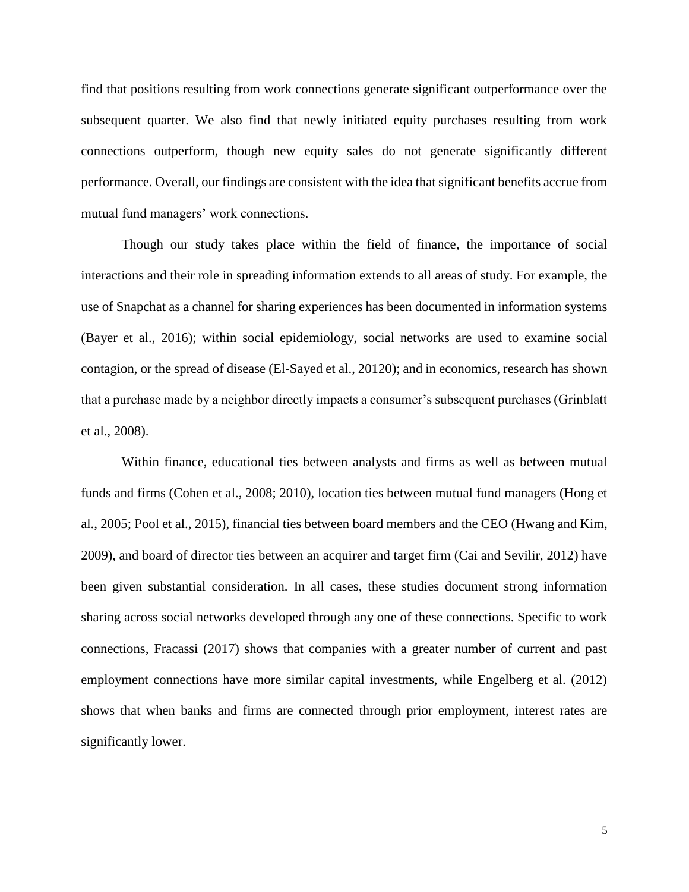find that positions resulting from work connections generate significant outperformance over the subsequent quarter. We also find that newly initiated equity purchases resulting from work connections outperform, though new equity sales do not generate significantly different performance. Overall, our findings are consistent with the idea that significant benefits accrue from mutual fund managers' work connections.

Though our study takes place within the field of finance, the importance of social interactions and their role in spreading information extends to all areas of study. For example, the use of Snapchat as a channel for sharing experiences has been documented in information systems (Bayer et al., 2016); within social epidemiology, social networks are used to examine social contagion, or the spread of disease (El-Sayed et al., 20120); and in economics, research has shown that a purchase made by a neighbor directly impacts a consumer's subsequent purchases (Grinblatt et al., 2008).

Within finance, educational ties between analysts and firms as well as between mutual funds and firms (Cohen et al., 2008; 2010), location ties between mutual fund managers (Hong et al., 2005; Pool et al., 2015), financial ties between board members and the CEO (Hwang and Kim, 2009), and board of director ties between an acquirer and target firm (Cai and Sevilir, 2012) have been given substantial consideration. In all cases, these studies document strong information sharing across social networks developed through any one of these connections. Specific to work connections, Fracassi (2017) shows that companies with a greater number of current and past employment connections have more similar capital investments, while Engelberg et al. (2012) shows that when banks and firms are connected through prior employment, interest rates are significantly lower.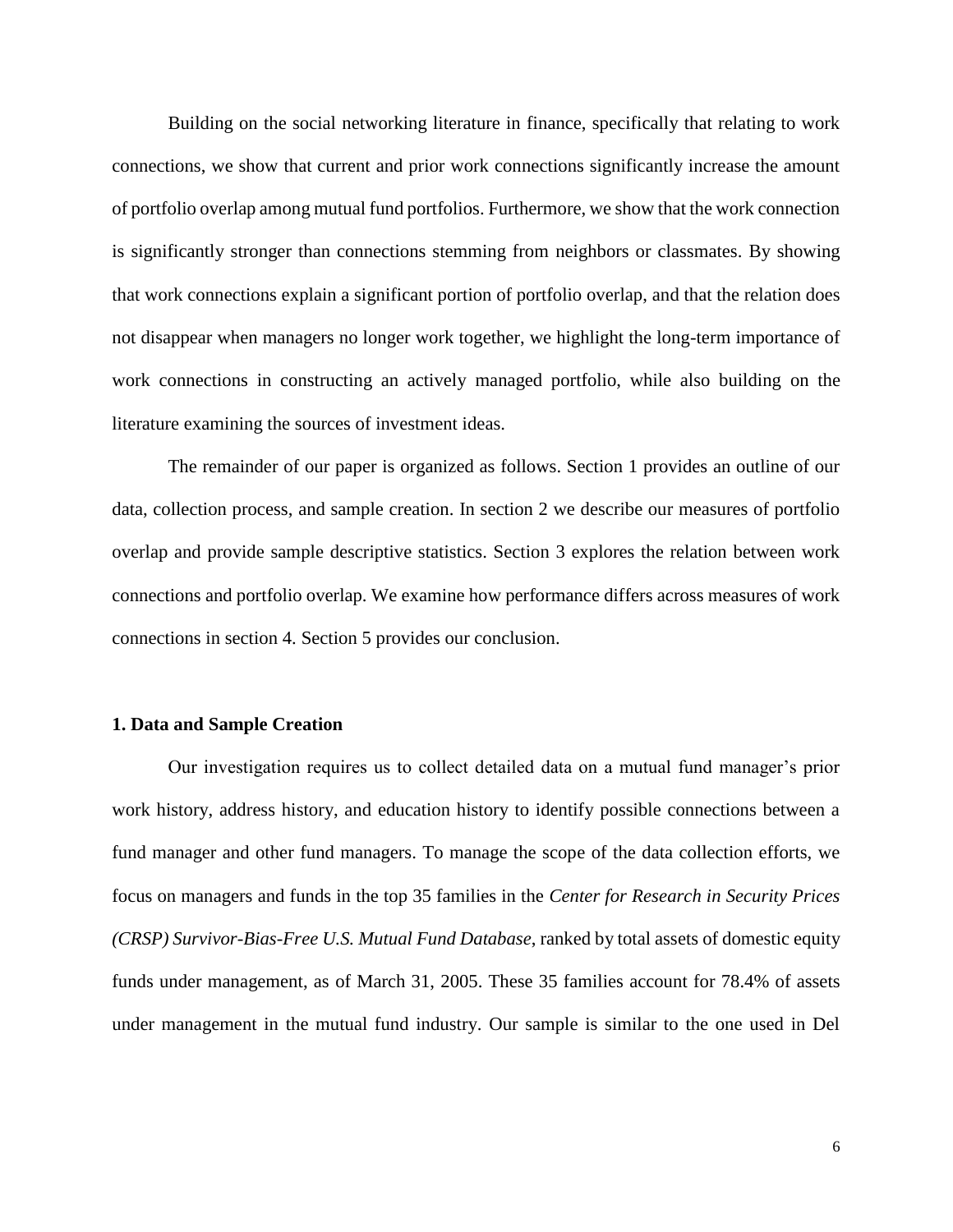Building on the social networking literature in finance, specifically that relating to work connections, we show that current and prior work connections significantly increase the amount of portfolio overlap among mutual fund portfolios. Furthermore, we show that the work connection is significantly stronger than connections stemming from neighbors or classmates. By showing that work connections explain a significant portion of portfolio overlap, and that the relation does not disappear when managers no longer work together, we highlight the long-term importance of work connections in constructing an actively managed portfolio, while also building on the literature examining the sources of investment ideas.

The remainder of our paper is organized as follows. Section 1 provides an outline of our data, collection process, and sample creation. In section 2 we describe our measures of portfolio overlap and provide sample descriptive statistics. Section 3 explores the relation between work connections and portfolio overlap. We examine how performance differs across measures of work connections in section 4. Section 5 provides our conclusion.

### 1. Data and Sample Creation

Our investigation requires us to collect detailed data on a mutual fund manager's prior work history, address history, and education history to identify possible connections between a fund manager and other fund managers. To manage the scope of the data collection efforts, we focus on managers and funds in the top 35 families in the *Center for Research in Security Prices (CRSP) Survivor-Bias-Free U.S. Mutual Fund Database*, ranked by total assets of domestic equity funds under management, as of March 31, 2005. These 35 families account for 78.4% of assets under management in the mutual fund industry. Our sample is similar to the one used in Del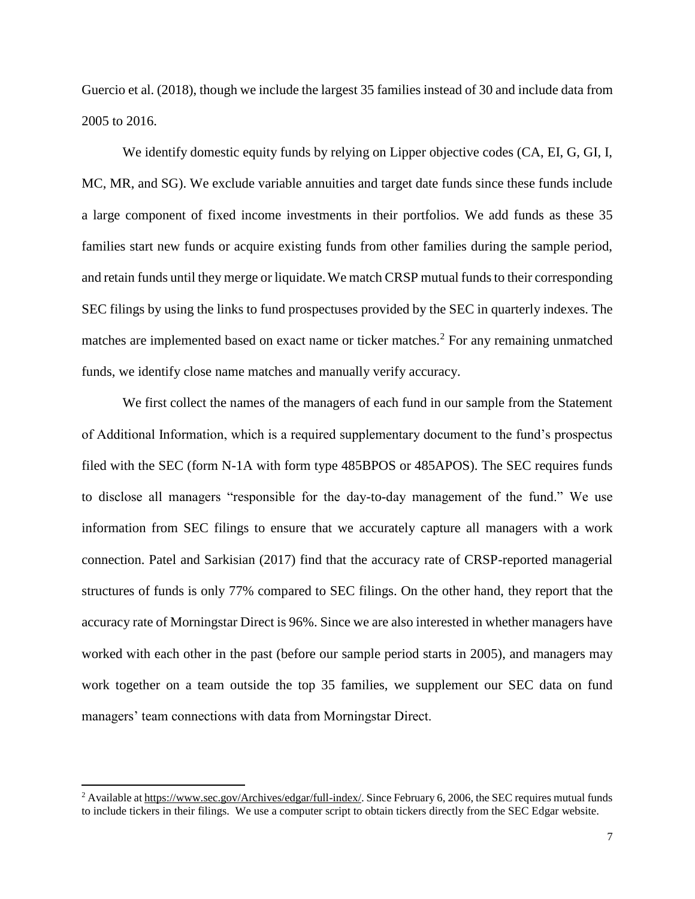Guercio et al. (2018), though we include the largest 35 families instead of 30 and include data from 2005 to 2016.

We identify domestic equity funds by relying on Lipper objective codes (CA, EI, G, GI, I, MC, MR, and SG). We exclude variable annuities and target date funds since these funds include a large component of fixed income investments in their portfolios. We add funds as these 35 families start new funds or acquire existing funds from other families during the sample period, and retain funds until they merge or liquidate. We match CRSP mutual funds to their corresponding SEC filings by using the links to fund prospectuses provided by the SEC in quarterly indexes. The matches are implemented based on exact name or ticker matches.[2] For any remaining unmatched funds, we identify close name matches and manually verify accuracy.

We first collect the names of the managers of each fund in our sample from the Statement of Additional Information, which is a required supplementary document to the fund's prospectus filed with the SEC (form N-1A with form type 485BPOS or 485APOS). The SEC requires funds to disclose all managers "responsible for the day-to-day management of the fund." We use information from SEC filings to ensure that we accurately capture all managers with a work connection. Patel and Sarkisian (2017) find that the accuracy rate of CRSP-reported managerial structures of funds is only 77% compared to SEC filings. On the other hand, they report that the accuracy rate of Morningstar Direct is 96%. Since we are also interested in whether managers have worked with each other in the past (before our sample period starts in 2005), and managers may work together on a team outside the top 35 families, we supplement our SEC data on fund managers' team connections with data from Morningstar Direct.

[2] Available at https://www.sec.gov/Archives/edgar/full-index/. Since February 6, 2006, the SEC requires mutual funds to include tickers in their filings. We use a computer script to obtain tickers directly from the SEC Edgar website.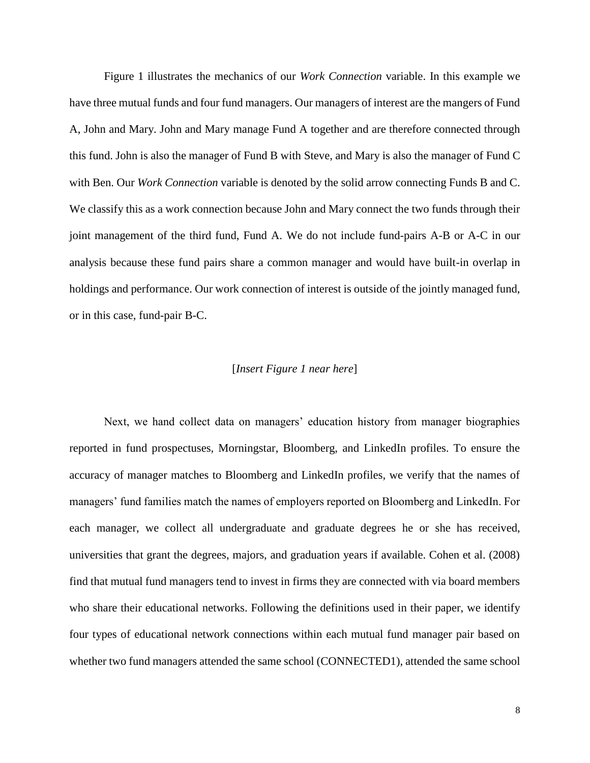Figure 1 illustrates the mechanics of our *Work Connection* variable. In this example we have three mutual funds and four fund managers. Our managers of interest are the mangers of Fund A, John and Mary. John and Mary manage Fund A together and are therefore connected through this fund. John is also the manager of Fund B with Steve, and Mary is also the manager of Fund C with Ben. Our *Work Connection* variable is denoted by the solid arrow connecting Funds B and C. We classify this as a work connection because John and Mary connect the two funds through their joint management of the third fund, Fund A. We do not include fund-pairs A-B or A-C in our analysis because these fund pairs share a common manager and would have built-in overlap in holdings and performance. Our work connection of interest is outside of the jointly managed fund, or in this case, fund-pair B-C.

[*Insert Figure 1 near here*]

Next, we hand collect data on managers' education history from manager biographies reported in fund prospectuses, Morningstar, Bloomberg, and LinkedIn profiles. To ensure the accuracy of manager matches to Bloomberg and LinkedIn profiles, we verify that the names of managers' fund families match the names of employers reported on Bloomberg and LinkedIn. For each manager, we collect all undergraduate and graduate degrees he or she has received, universities that grant the degrees, majors, and graduation years if available. Cohen et al. (2008) find that mutual fund managers tend to invest in firms they are connected with via board members who share their educational networks. Following the definitions used in their paper, we identify four types of educational network connections within each mutual fund manager pair based on whether two fund managers attended the same school (CONNECTED1), attended the same school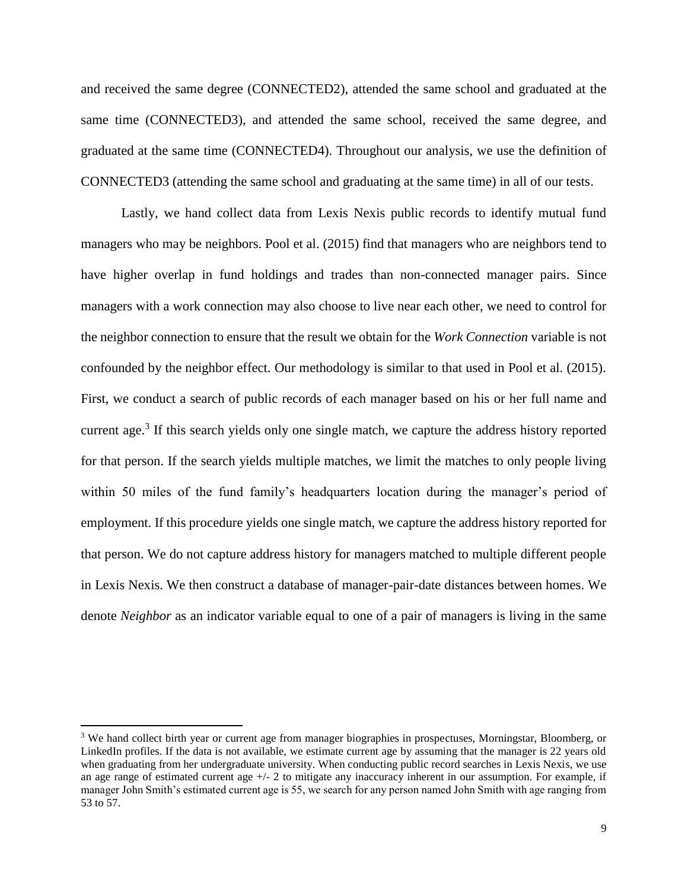and received the same degree (CONNECTED2), attended the same school and graduated at the same time (CONNECTED3), and attended the same school, received the same degree, and graduated at the same time (CONNECTED4). Throughout our analysis, we use the definition of CONNECTED3 (attending the same school and graduating at the same time) in all of our tests.

Lastly, we hand collect data from Lexis Nexis public records to identify mutual fund managers who may be neighbors. Pool et al. (2015) find that managers who are neighbors tend to have higher overlap in fund holdings and trades than non-connected manager pairs. Since managers with a work connection may also choose to live near each other, we need to control for the neighbor connection to ensure that the result we obtain for the *Work Connection* variable is not confounded by the neighbor effect. Our methodology is similar to that used in Pool et al. (2015). First, we conduct a search of public records of each manager based on his or her full name and current age.[3] If this search yields only one single match, we capture the address history reported for that person. If the search yields multiple matches, we limit the matches to only people living within 50 miles of the fund family's headquarters location during the manager's period of employment. If this procedure yields one single match, we capture the address history reported for that person. We do not capture address history for managers matched to multiple different people in Lexis Nexis. We then construct a database of manager-pair-date distances between homes. We denote *Neighbor* as an indicator variable equal to one of a pair of managers is living in the same

[3] We hand collect birth year or current age from manager biographies in prospectuses, Morningstar, Bloomberg, or LinkedIn profiles. If the data is not available, we estimate current age by assuming that the manager is 22 years old when graduating from her undergraduate university. When conducting public record searches in Lexis Nexis, we use an age range of estimated current age +/- 2 to mitigate any inaccuracy inherent in our assumption. For example, if manager John Smith's estimated current age is 55, we search for any person named John Smith with age ranging from 53 to 57.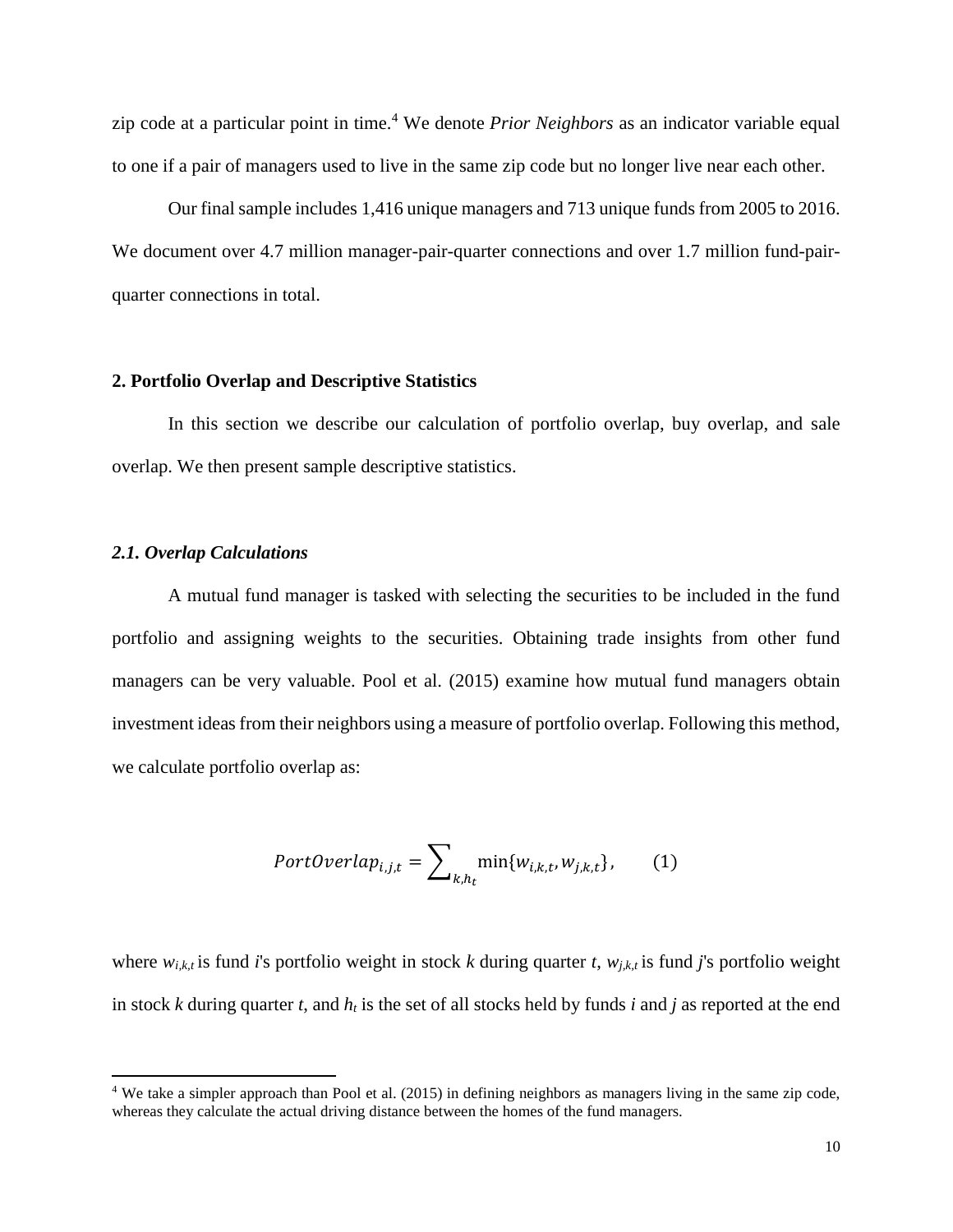zip code at a particular point in time.[4] We denote *Prior Neighbors* as an indicator variable equal to one if a pair of managers used to live in the same zip code but no longer live near each other.

Our final sample includes 1,416 unique managers and 713 unique funds from 2005 to 2016. We document over 4.7 million manager-pair-quarter connections and over 1.7 million fund-pair-quarter connections in total.

## 2. Portfolio Overlap and Descriptive Statistics

In this section we describe our calculation of portfolio overlap, buy overlap, and sale overlap. We then present sample descriptive statistics.

### *2.1. Overlap Calculations*

A mutual fund manager is tasked with selecting the securities to be included in the fund portfolio and assigning weights to the securities. Obtaining trade insights from other fund managers can be very valuable. Pool et al. (2015) examine how mutual fund managers obtain investment ideas from their neighbors using a measure of portfolio overlap. Following this method, we calculate portfolio overlap as:

$$PortOverlap_{i,j,t} = \sum\nolimits_{k,h_t} \min\{w_{i,k,t}, w_{j,k,t}\}, \qquad (1)$$

where $w_{i,k,t}$ is fund *i*'s portfolio weight in stock *k* during quarter *t*, $w_{j,k,t}$ is fund *j*'s portfolio weight in stock *k* during quarter *t*, and $h_t$ is the set of all stocks held by funds *i* and *j* as reported at the end

[4] We take a simpler approach than Pool et al. (2015) in defining neighbors as managers living in the same zip code, whereas they calculate the actual driving distance between the homes of the fund managers.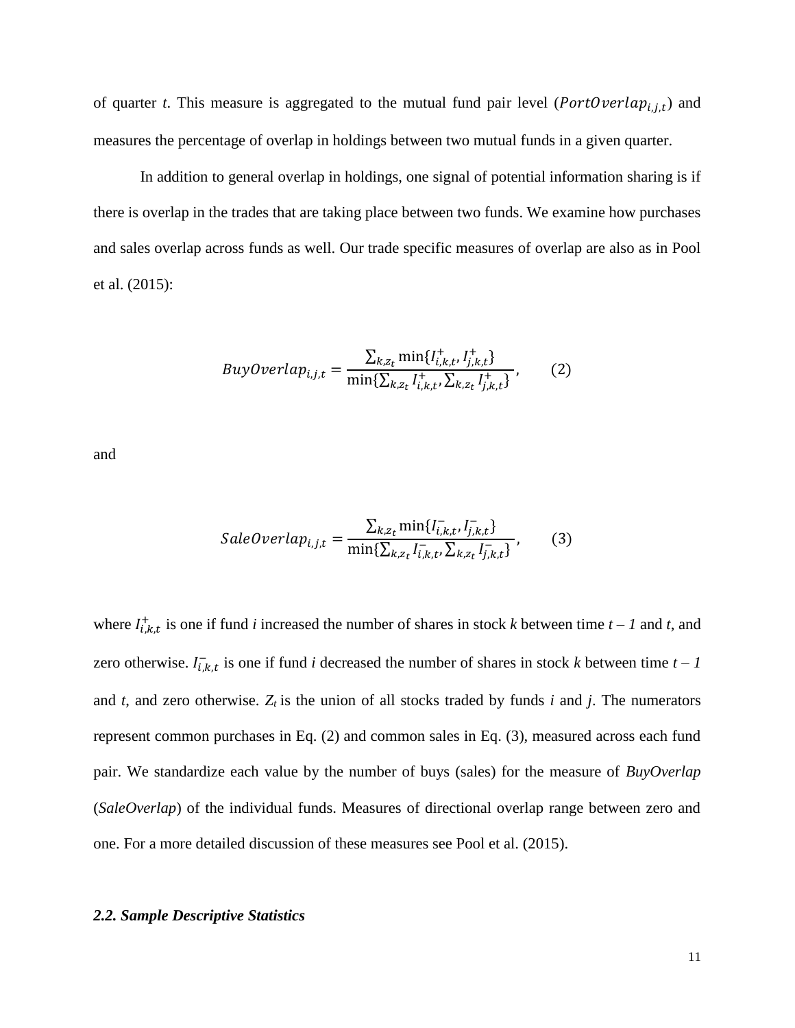of quarter *t*. This measure is aggregated to the mutual fund pair level ($PortOverlap_{i,j,t}$) and measures the percentage of overlap in holdings between two mutual funds in a given quarter.

In addition to general overlap in holdings, one signal of potential information sharing is if there is overlap in the trades that are taking place between two funds. We examine how purchases and sales overlap across funds as well. Our trade specific measures of overlap are also as in Pool et al. (2015):

$$BuyOverlap_{i,j,t} = \frac{\sum_{k,z_t} \min\{I^{+}_{i,k,t}, I^{+}_{j,k,t}\}}{\min\{\sum_{k,z_t} I^{+}_{i,k,t}, \sum_{k,z_t} I^{+}_{j,k,t}\}}, \qquad (2)$$

and

$$SaleOverlap_{i,j,t} = \frac{\sum_{k,z_t} \min\{I^{-}_{i,k,t}, I^{-}_{j,k,t}\}}{\min\{\sum_{k,z_t} I^{-}_{i,k,t}, \sum_{k,z_t} I^{-}_{j,k,t}\}}, \qquad (3)$$

where $I^{+}_{i,k,t}$ is one if fund *i* increased the number of shares in stock *k* between time *t – 1* and *t*, and zero otherwise. $I^{-}_{i,k,t}$ is one if fund *i* decreased the number of shares in stock *k* between time *t – 1* and *t*, and zero otherwise. $Z_t$ is the union of all stocks traded by funds *i* and *j*. The numerators represent common purchases in Eq. (2) and common sales in Eq. (3), measured across each fund pair. We standardize each value by the number of buys (sales) for the measure of *BuyOverlap* (*SaleOverlap*) of the individual funds. Measures of directional overlap range between zero and one. For a more detailed discussion of these measures see Pool et al. (2015).

### *2.2. Sample Descriptive Statistics*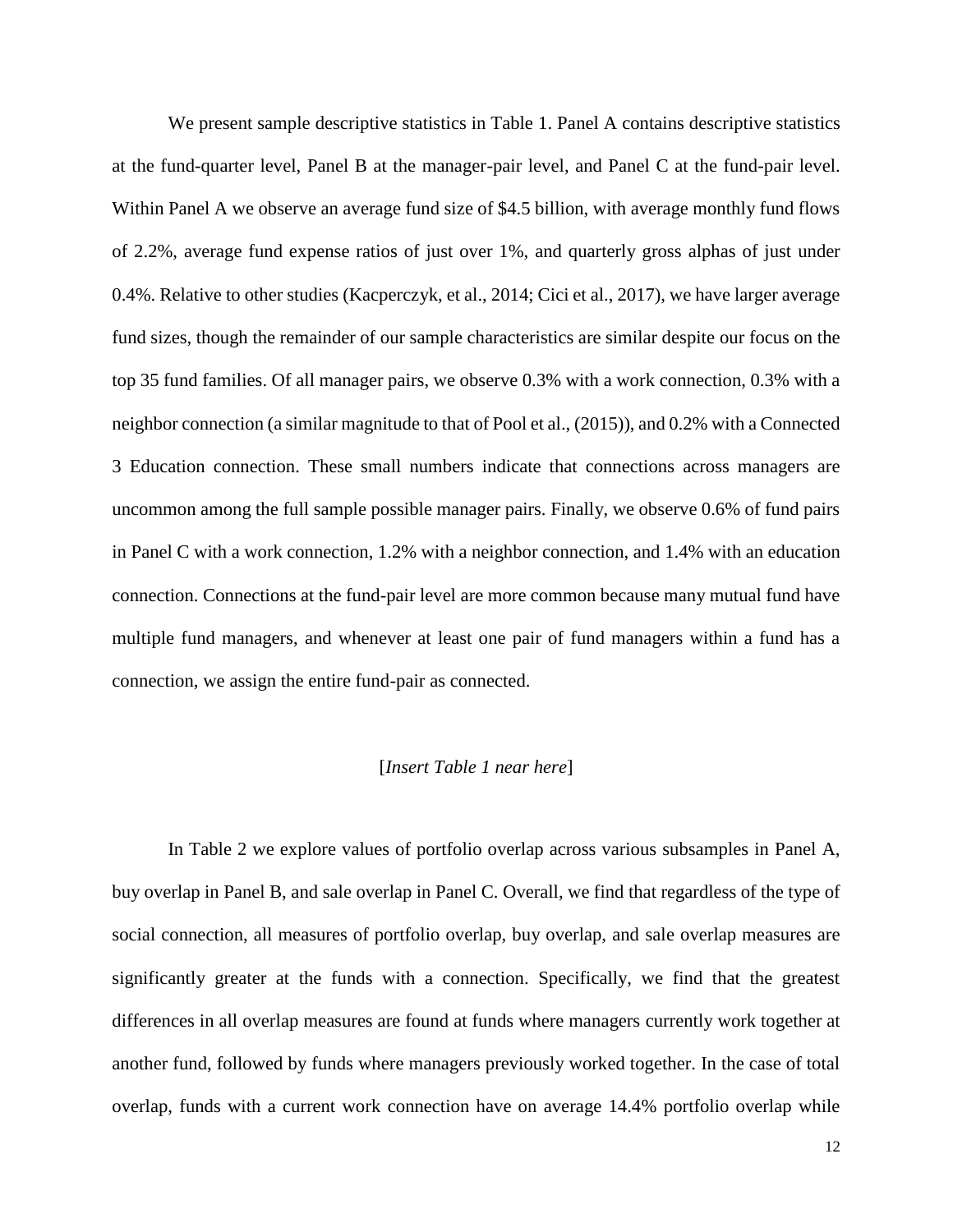We present sample descriptive statistics in Table 1. Panel A contains descriptive statistics at the fund-quarter level, Panel B at the manager-pair level, and Panel C at the fund-pair level. Within Panel A we observe an average fund size of $4.5 billion, with average monthly fund flows of 2.2%, average fund expense ratios of just over 1%, and quarterly gross alphas of just under 0.4%. Relative to other studies (Kacperczyk, et al., 2014; Cici et al., 2017), we have larger average fund sizes, though the remainder of our sample characteristics are similar despite our focus on the top 35 fund families. Of all manager pairs, we observe 0.3% with a work connection, 0.3% with a neighbor connection (a similar magnitude to that of Pool et al., (2015)), and 0.2% with a Connected 3 Education connection. These small numbers indicate that connections across managers are uncommon among the full sample possible manager pairs. Finally, we observe 0.6% of fund pairs in Panel C with a work connection, 1.2% with a neighbor connection, and 1.4% with an education connection. Connections at the fund-pair level are more common because many mutual fund have multiple fund managers, and whenever at least one pair of fund managers within a fund has a connection, we assign the entire fund-pair as connected.

[*Insert Table 1 near here*]

In Table 2 we explore values of portfolio overlap across various subsamples in Panel A, buy overlap in Panel B, and sale overlap in Panel C. Overall, we find that regardless of the type of social connection, all measures of portfolio overlap, buy overlap, and sale overlap measures are significantly greater at the funds with a connection. Specifically, we find that the greatest differences in all overlap measures are found at funds where managers currently work together at another fund, followed by funds where managers previously worked together. In the case of total overlap, funds with a current work connection have on average 14.4% portfolio overlap while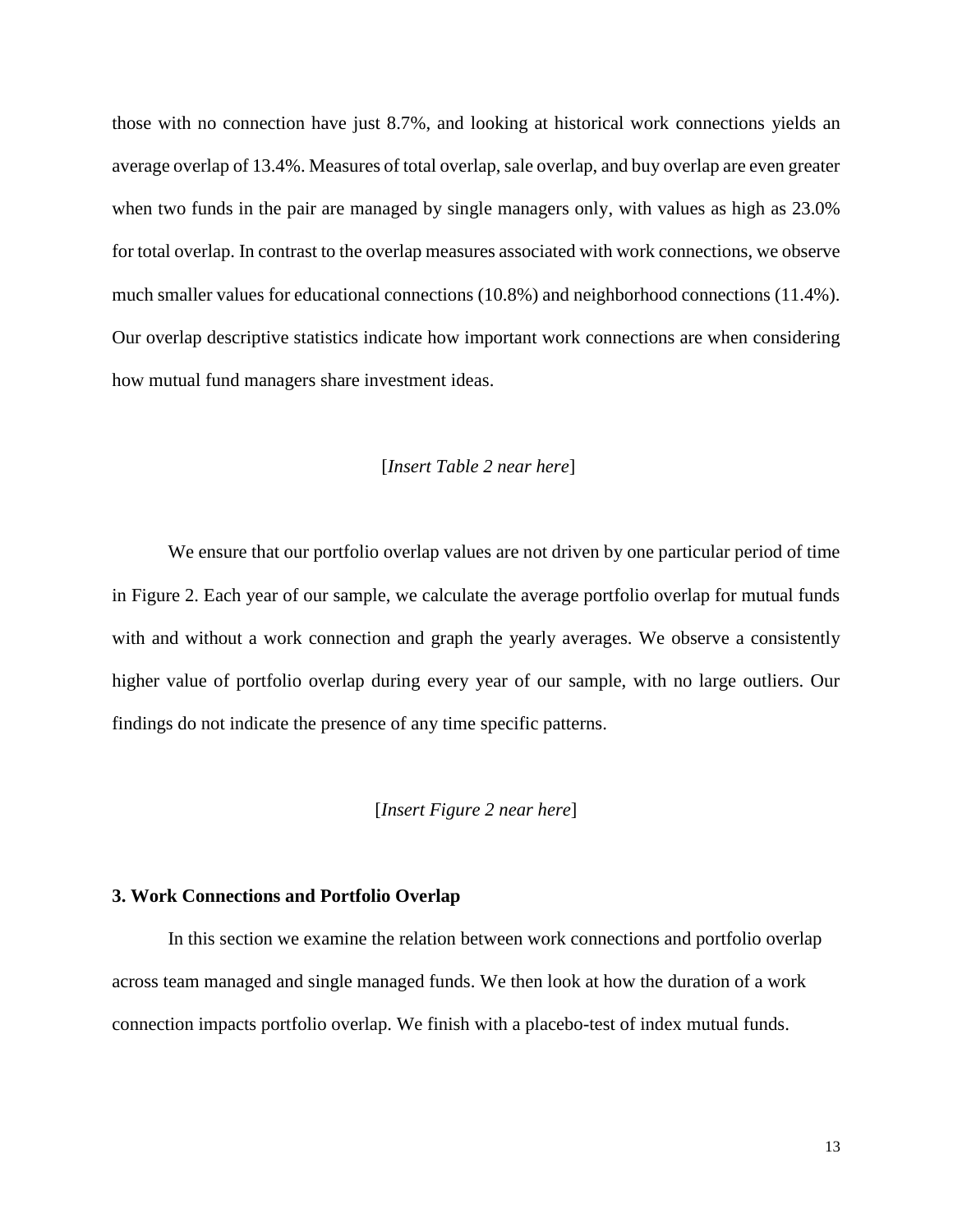those with no connection have just 8.7%, and looking at historical work connections yields an average overlap of 13.4%. Measures of total overlap, sale overlap, and buy overlap are even greater when two funds in the pair are managed by single managers only, with values as high as 23.0% for total overlap. In contrast to the overlap measures associated with work connections, we observe much smaller values for educational connections (10.8%) and neighborhood connections (11.4%). Our overlap descriptive statistics indicate how important work connections are when considering how mutual fund managers share investment ideas.

[*Insert Table 2 near here*]

We ensure that our portfolio overlap values are not driven by one particular period of time in Figure 2. Each year of our sample, we calculate the average portfolio overlap for mutual funds with and without a work connection and graph the yearly averages. We observe a consistently higher value of portfolio overlap during every year of our sample, with no large outliers. Our findings do not indicate the presence of any time specific patterns.

[*Insert Figure 2 near here*]

### 3. Work Connections and Portfolio Overlap

In this section we examine the relation between work connections and portfolio overlap across team managed and single managed funds. We then look at how the duration of a work connection impacts portfolio overlap. We finish with a placebo-test of index mutual funds.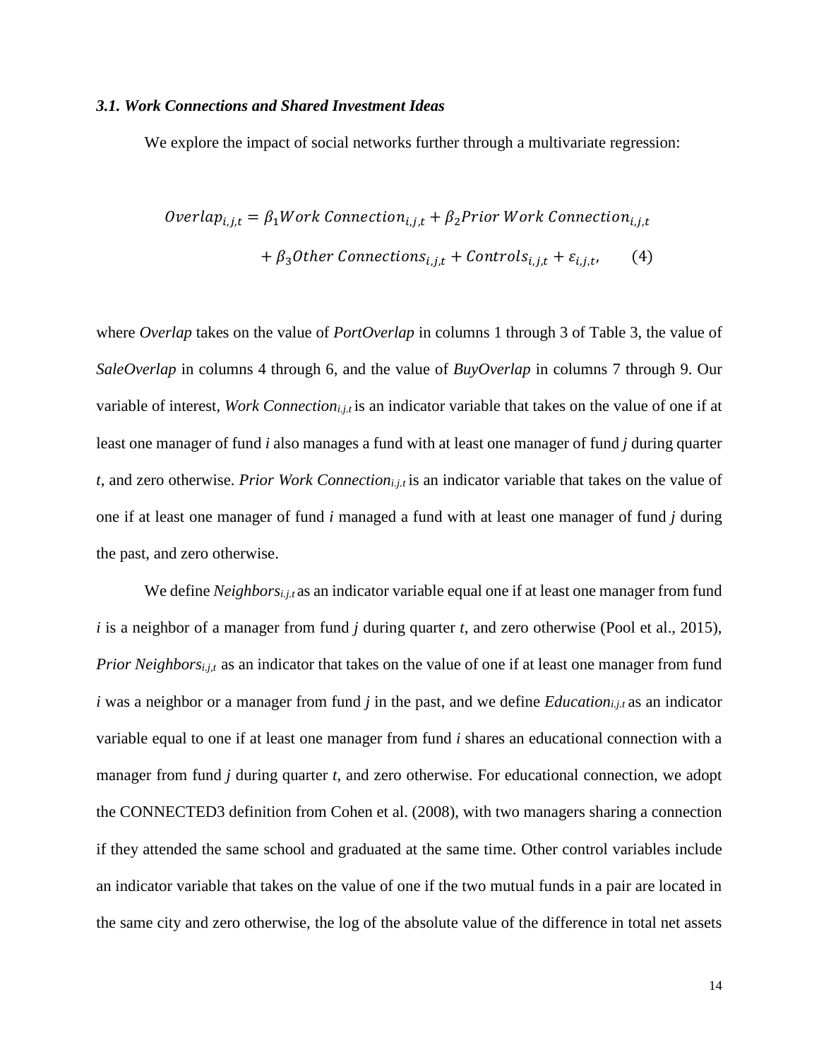### *3.1. Work Connections and Shared Investment Ideas*

We explore the impact of social networks further through a multivariate regression:

$$Overlap_{i,j,t} = \beta_1 Work\ Connection_{i,j,t} + \beta_2 Prior\ Work\ Connection_{i,j,t} + \beta_3 Other\ Connections_{i,j,t} + Controls_{i,j,t} + \varepsilon_{i,j,t}, \qquad (4)$$

where *Overlap* takes on the value of *PortOverlap* in columns 1 through 3 of Table 3, the value of *SaleOverlap* in columns 4 through 6, and the value of *BuyOverlap* in columns 7 through 9. Our variable of interest, *Work Connection*$_{i,j,t}$ is an indicator variable that takes on the value of one if at least one manager of fund *i* also manages a fund with at least one manager of fund *j* during quarter *t*, and zero otherwise. *Prior Work Connection*$_{i,j,t}$ is an indicator variable that takes on the value of one if at least one manager of fund *i* managed a fund with at least one manager of fund *j* during the past, and zero otherwise.

We define *Neighbors*$_{i,j,t}$ as an indicator variable equal one if at least one manager from fund *i* is a neighbor of a manager from fund *j* during quarter *t*, and zero otherwise (Pool et al., 2015), *Prior Neighbors*$_{i,j,t}$ as an indicator that takes on the value of one if at least one manager from fund *i* was a neighbor or a manager from fund *j* in the past, and we define *Education*$_{i,j,t}$ as an indicator variable equal to one if at least one manager from fund *i* shares an educational connection with a manager from fund *j* during quarter *t*, and zero otherwise. For educational connection, we adopt the CONNECTED3 definition from Cohen et al. (2008), with two managers sharing a connection if they attended the same school and graduated at the same time. Other control variables include an indicator variable that takes on the value of one if the two mutual funds in a pair are located in the same city and zero otherwise, the log of the absolute value of the difference in total net assets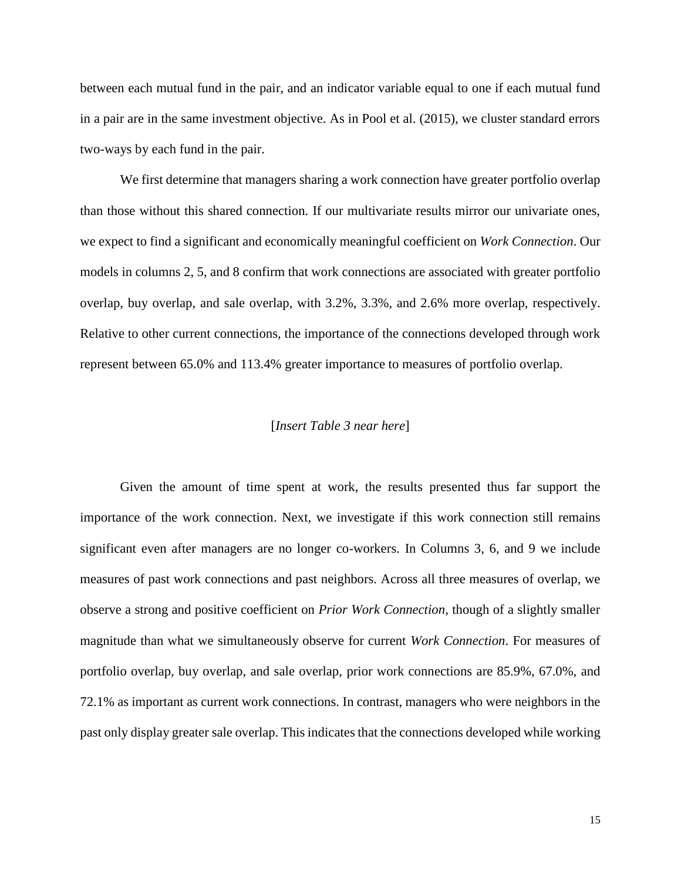between each mutual fund in the pair, and an indicator variable equal to one if each mutual fund in a pair are in the same investment objective. As in Pool et al. (2015), we cluster standard errors two-ways by each fund in the pair.

We first determine that managers sharing a work connection have greater portfolio overlap than those without this shared connection. If our multivariate results mirror our univariate ones, we expect to find a significant and economically meaningful coefficient on *Work Connection*. Our models in columns 2, 5, and 8 confirm that work connections are associated with greater portfolio overlap, buy overlap, and sale overlap, with 3.2%, 3.3%, and 2.6% more overlap, respectively. Relative to other current connections, the importance of the connections developed through work represent between 65.0% and 113.4% greater importance to measures of portfolio overlap.

[*Insert Table 3 near here*]

Given the amount of time spent at work, the results presented thus far support the importance of the work connection. Next, we investigate if this work connection still remains significant even after managers are no longer co-workers. In Columns 3, 6, and 9 we include measures of past work connections and past neighbors. Across all three measures of overlap, we observe a strong and positive coefficient on *Prior Work Connection*, though of a slightly smaller magnitude than what we simultaneously observe for current *Work Connection*. For measures of portfolio overlap, buy overlap, and sale overlap, prior work connections are 85.9%, 67.0%, and 72.1% as important as current work connections. In contrast, managers who were neighbors in the past only display greater sale overlap. This indicates that the connections developed while working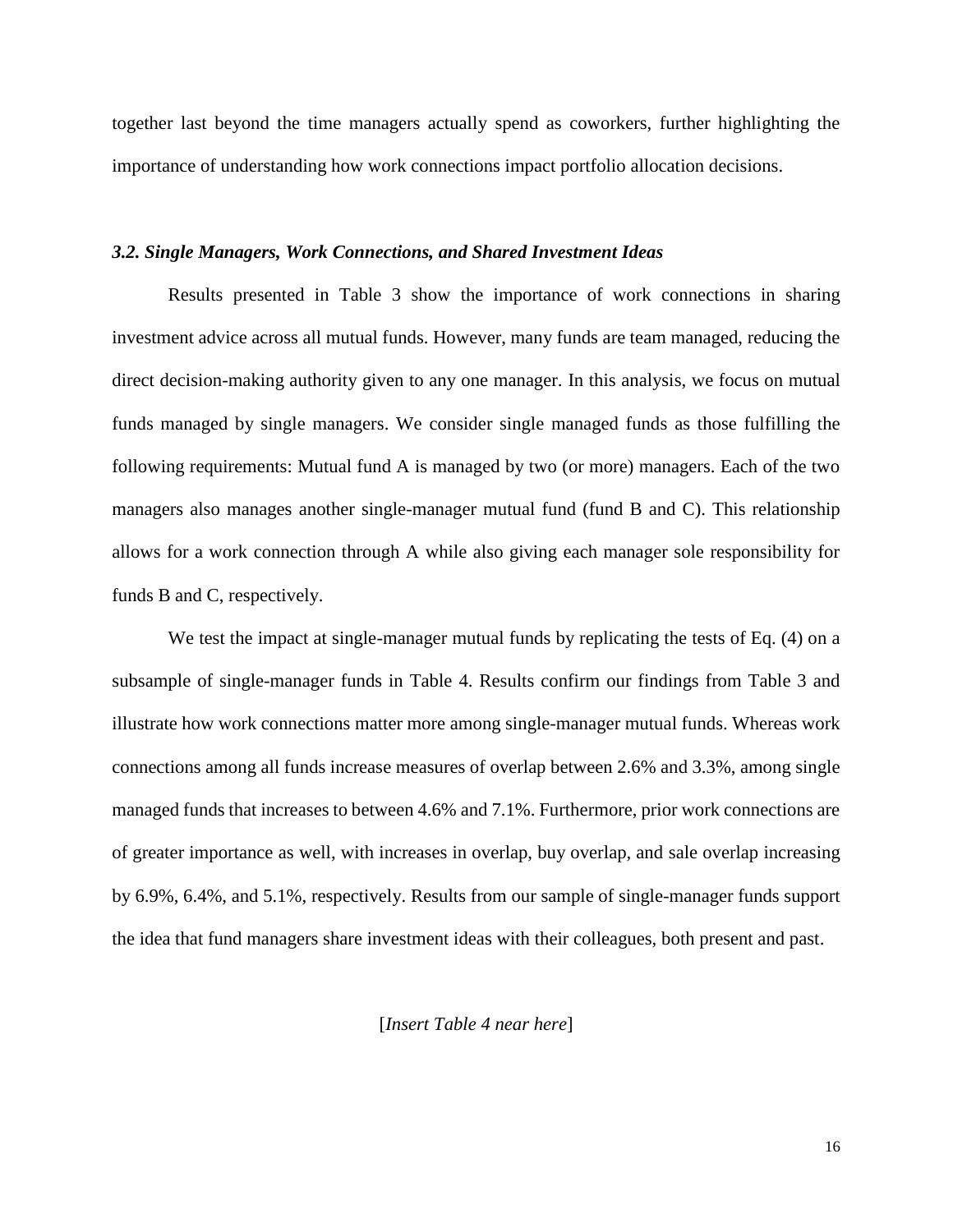together last beyond the time managers actually spend as coworkers, further highlighting the importance of understanding how work connections impact portfolio allocation decisions.

### *3.2. Single Managers, Work Connections, and Shared Investment Ideas*

Results presented in Table 3 show the importance of work connections in sharing investment advice across all mutual funds. However, many funds are team managed, reducing the direct decision-making authority given to any one manager. In this analysis, we focus on mutual funds managed by single managers. We consider single managed funds as those fulfilling the following requirements: Mutual fund A is managed by two (or more) managers. Each of the two managers also manages another single-manager mutual fund (fund B and C). This relationship allows for a work connection through A while also giving each manager sole responsibility for funds B and C, respectively.

We test the impact at single-manager mutual funds by replicating the tests of Eq. (4) on a subsample of single-manager funds in Table 4. Results confirm our findings from Table 3 and illustrate how work connections matter more among single-manager mutual funds. Whereas work connections among all funds increase measures of overlap between 2.6% and 3.3%, among single managed funds that increases to between 4.6% and 7.1%. Furthermore, prior work connections are of greater importance as well, with increases in overlap, buy overlap, and sale overlap increasing by 6.9%, 6.4%, and 5.1%, respectively. Results from our sample of single-manager funds support the idea that fund managers share investment ideas with their colleagues, both present and past.

[*Insert Table 4 near here*]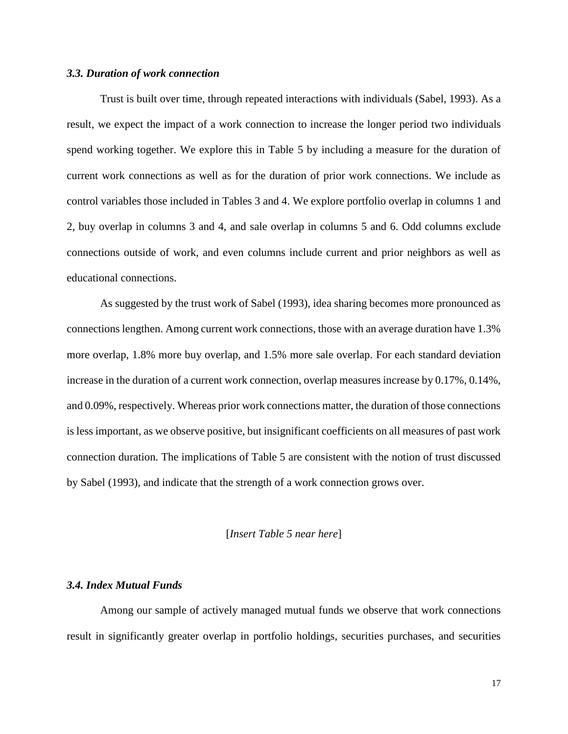### *3.3. Duration of work connection*

Trust is built over time, through repeated interactions with individuals (Sabel, 1993). As a result, we expect the impact of a work connection to increase the longer period two individuals spend working together. We explore this in Table 5 by including a measure for the duration of current work connections as well as for the duration of prior work connections. We include as control variables those included in Tables 3 and 4. We explore portfolio overlap in columns 1 and 2, buy overlap in columns 3 and 4, and sale overlap in columns 5 and 6. Odd columns exclude connections outside of work, and even columns include current and prior neighbors as well as educational connections.

As suggested by the trust work of Sabel (1993), idea sharing becomes more pronounced as connections lengthen. Among current work connections, those with an average duration have 1.3% more overlap, 1.8% more buy overlap, and 1.5% more sale overlap. For each standard deviation increase in the duration of a current work connection, overlap measures increase by 0.17%, 0.14%, and 0.09%, respectively. Whereas prior work connections matter, the duration of those connections is less important, as we observe positive, but insignificant coefficients on all measures of past work connection duration. The implications of Table 5 are consistent with the notion of trust discussed by Sabel (1993), and indicate that the strength of a work connection grows over.

[*Insert Table 5 near here*]

### *3.4. Index Mutual Funds*

Among our sample of actively managed mutual funds we observe that work connections result in significantly greater overlap in portfolio holdings, securities purchases, and securities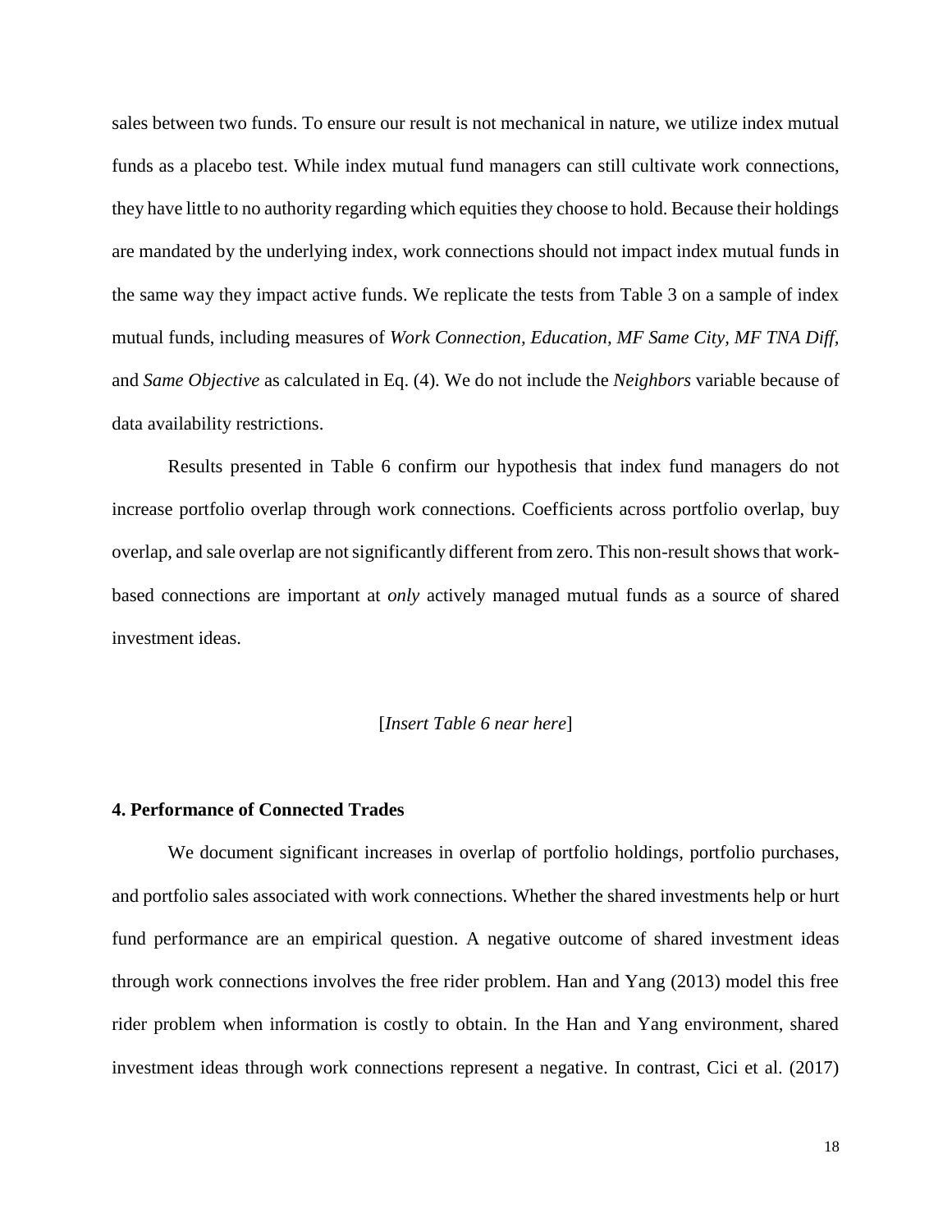sales between two funds. To ensure our result is not mechanical in nature, we utilize index mutual funds as a placebo test. While index mutual fund managers can still cultivate work connections, they have little to no authority regarding which equities they choose to hold. Because their holdings are mandated by the underlying index, work connections should not impact index mutual funds in the same way they impact active funds. We replicate the tests from Table 3 on a sample of index mutual funds, including measures of *Work Connection*, *Education*, *MF Same City*, *MF TNA Diff*, and *Same Objective* as calculated in Eq. (4). We do not include the *Neighbors* variable because of data availability restrictions.

Results presented in Table 6 confirm our hypothesis that index fund managers do not increase portfolio overlap through work connections. Coefficients across portfolio overlap, buy overlap, and sale overlap are not significantly different from zero. This non-result shows that work-based connections are important at *only* actively managed mutual funds as a source of shared investment ideas.

[*Insert Table 6 near here*]

## 4. Performance of Connected Trades

We document significant increases in overlap of portfolio holdings, portfolio purchases, and portfolio sales associated with work connections. Whether the shared investments help or hurt fund performance are an empirical question. A negative outcome of shared investment ideas through work connections involves the free rider problem. Han and Yang (2013) model this free rider problem when information is costly to obtain. In the Han and Yang environment, shared investment ideas through work connections represent a negative. In contrast, Cici et al. (2017)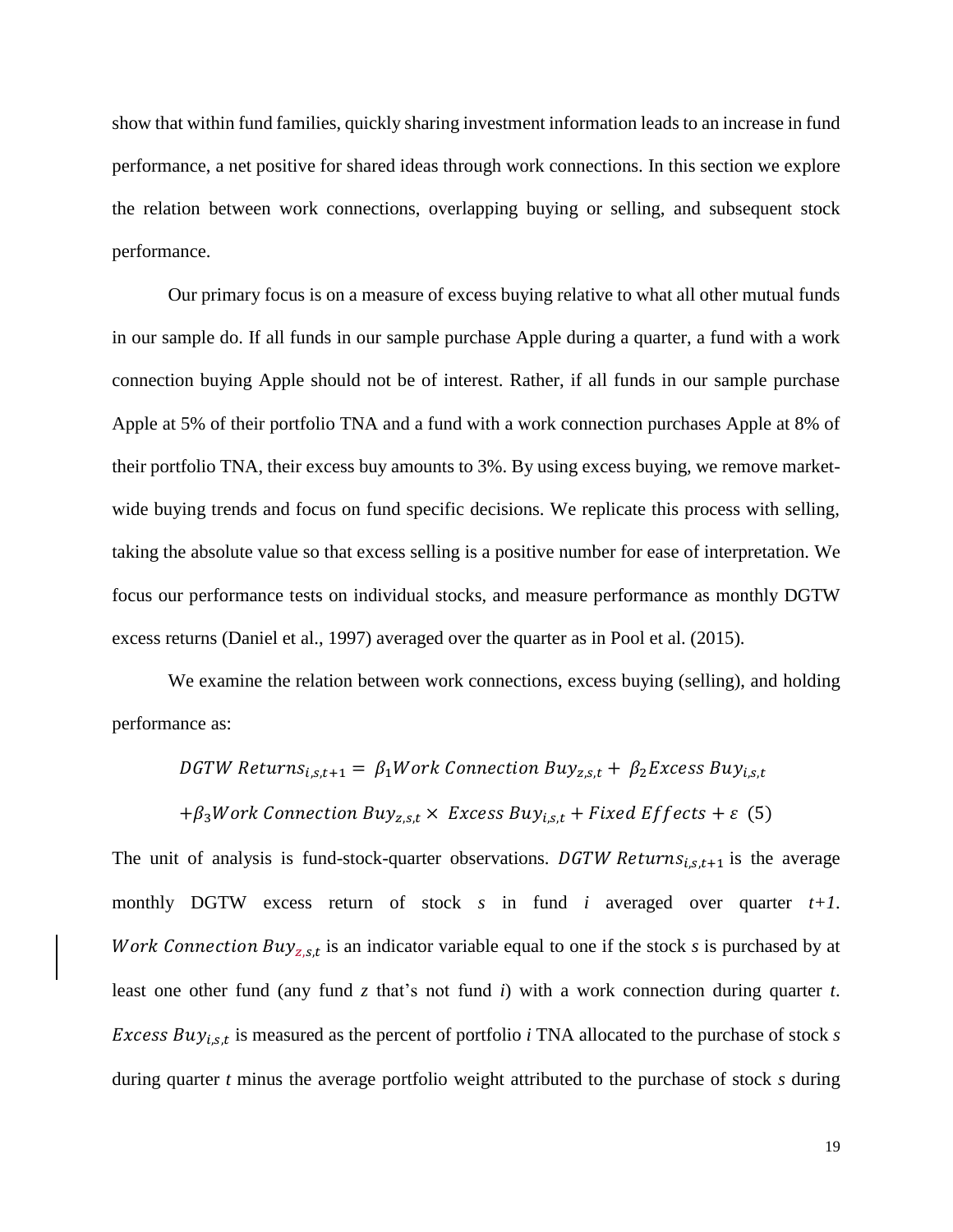show that within fund families, quickly sharing investment information leads to an increase in fund performance, a net positive for shared ideas through work connections. In this section we explore the relation between work connections, overlapping buying or selling, and subsequent stock performance.

Our primary focus is on a measure of excess buying relative to what all other mutual funds in our sample do. If all funds in our sample purchase Apple during a quarter, a fund with a work connection buying Apple should not be of interest. Rather, if all funds in our sample purchase Apple at 5% of their portfolio TNA and a fund with a work connection purchases Apple at 8% of their portfolio TNA, their excess buy amounts to 3%. By using excess buying, we remove market-wide buying trends and focus on fund specific decisions. We replicate this process with selling, taking the absolute value so that excess selling is a positive number for ease of interpretation. We focus our performance tests on individual stocks, and measure performance as monthly DGTW excess returns (Daniel et al., 1997) averaged over the quarter as in Pool et al. (2015).

We examine the relation between work connections, excess buying (selling), and holding performance as:

$$DGTW\ Returns_{i,s,t+1} = \beta_1 Work\ Connection\ Buy_{z,s,t} + \beta_2 Excess\ Buy_{i,s,t}$$
$$+ \beta_3 Work\ Connection\ Buy_{z,s,t} \times Excess\ Buy_{i,s,t} + Fixed\ Effects + \varepsilon \quad (5)$$

The unit of analysis is fund-stock-quarter observations. $DGTW\ Returns_{i,s,t+1}$ is the average monthly DGTW excess return of stock *s* in fund *i* averaged over quarter *t+1*. $Work\ Connection\ Buy_{z,s,t}$ is an indicator variable equal to one if the stock *s* is purchased by at least one other fund (any fund *z* that's not fund *i*) with a work connection during quarter *t*. $Excess\ Buy_{i,s,t}$ is measured as the percent of portfolio *i* TNA allocated to the purchase of stock *s* during quarter *t* minus the average portfolio weight attributed to the purchase of stock *s* during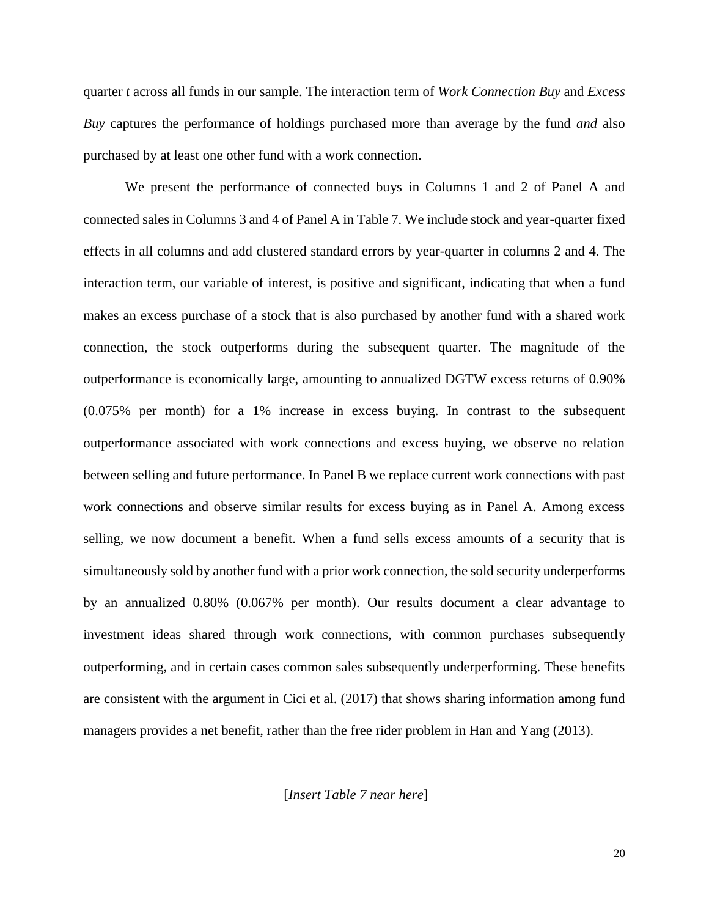quarter *t* across all funds in our sample. The interaction term of *Work Connection Buy* and *Excess Buy* captures the performance of holdings purchased more than average by the fund *and* also purchased by at least one other fund with a work connection.

We present the performance of connected buys in Columns 1 and 2 of Panel A and connected sales in Columns 3 and 4 of Panel A in Table 7. We include stock and year-quarter fixed effects in all columns and add clustered standard errors by year-quarter in columns 2 and 4. The interaction term, our variable of interest, is positive and significant, indicating that when a fund makes an excess purchase of a stock that is also purchased by another fund with a shared work connection, the stock outperforms during the subsequent quarter. The magnitude of the outperformance is economically large, amounting to annualized DGTW excess returns of 0.90% (0.075% per month) for a 1% increase in excess buying. In contrast to the subsequent outperformance associated with work connections and excess buying, we observe no relation between selling and future performance. In Panel B we replace current work connections with past work connections and observe similar results for excess buying as in Panel A. Among excess selling, we now document a benefit. When a fund sells excess amounts of a security that is simultaneously sold by another fund with a prior work connection, the sold security underperforms by an annualized 0.80% (0.067% per month). Our results document a clear advantage to investment ideas shared through work connections, with common purchases subsequently outperforming, and in certain cases common sales subsequently underperforming. These benefits are consistent with the argument in Cici et al. (2017) that shows sharing information among fund managers provides a net benefit, rather than the free rider problem in Han and Yang (2013).

[*Insert Table 7 near here*]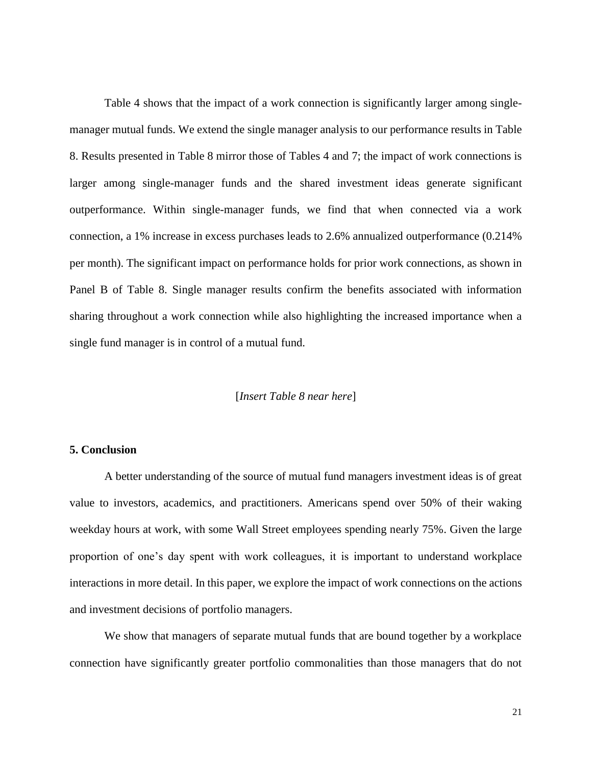Table 4 shows that the impact of a work connection is significantly larger among single-manager mutual funds. We extend the single manager analysis to our performance results in Table 8. Results presented in Table 8 mirror those of Tables 4 and 7; the impact of work connections is larger among single-manager funds and the shared investment ideas generate significant outperformance. Within single-manager funds, we find that when connected via a work connection, a 1% increase in excess purchases leads to 2.6% annualized outperformance (0.214% per month). The significant impact on performance holds for prior work connections, as shown in Panel B of Table 8. Single manager results confirm the benefits associated with information sharing throughout a work connection while also highlighting the increased importance when a single fund manager is in control of a mutual fund.

[*Insert Table 8 near here*]

## 5. Conclusion

A better understanding of the source of mutual fund managers investment ideas is of great value to investors, academics, and practitioners. Americans spend over 50% of their waking weekday hours at work, with some Wall Street employees spending nearly 75%. Given the large proportion of one's day spent with work colleagues, it is important to understand workplace interactions in more detail. In this paper, we explore the impact of work connections on the actions and investment decisions of portfolio managers.

We show that managers of separate mutual funds that are bound together by a workplace connection have significantly greater portfolio commonalities than those managers that do not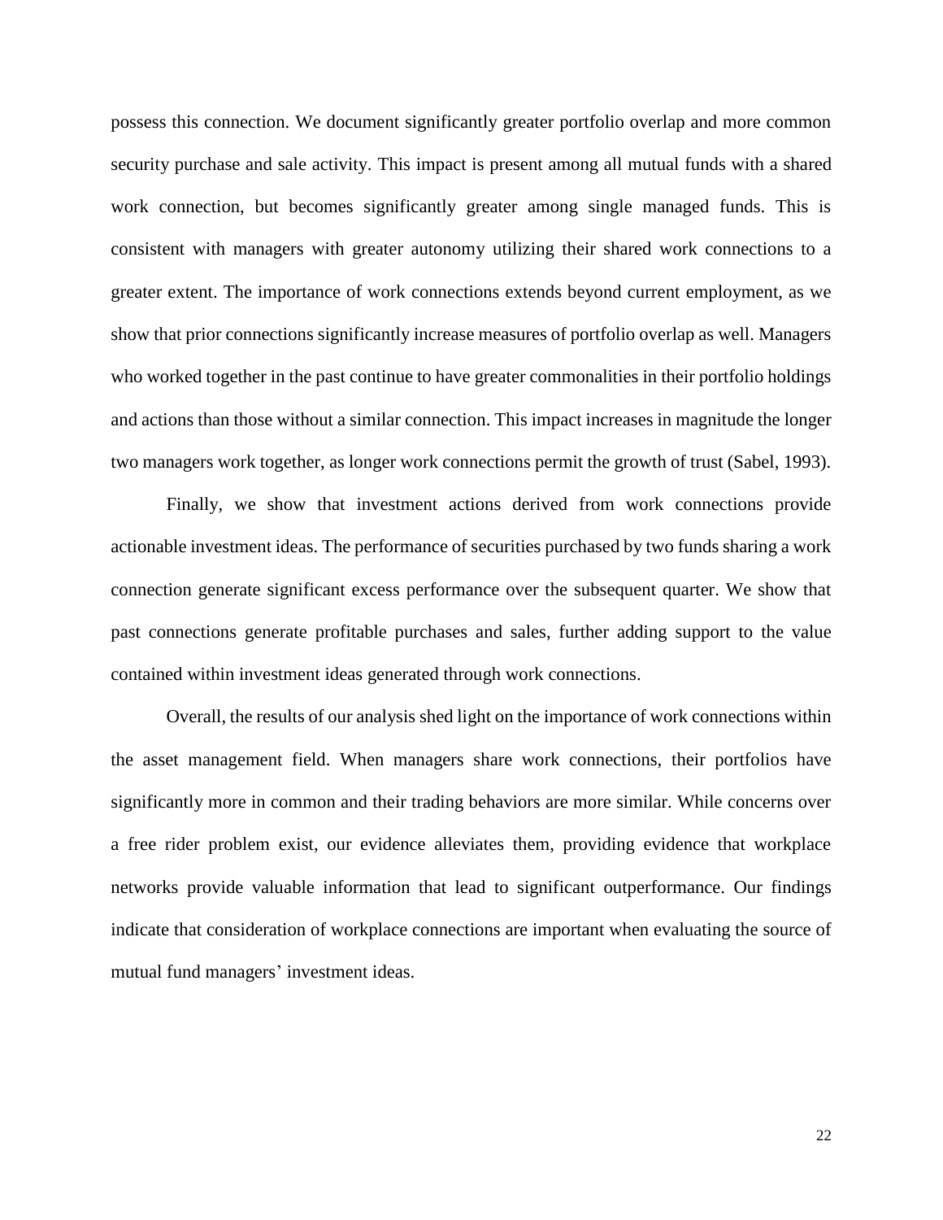possess this connection. We document significantly greater portfolio overlap and more common security purchase and sale activity. This impact is present among all mutual funds with a shared work connection, but becomes significantly greater among single managed funds. This is consistent with managers with greater autonomy utilizing their shared work connections to a greater extent. The importance of work connections extends beyond current employment, as we show that prior connections significantly increase measures of portfolio overlap as well. Managers who worked together in the past continue to have greater commonalities in their portfolio holdings and actions than those without a similar connection. This impact increases in magnitude the longer two managers work together, as longer work connections permit the growth of trust (Sabel, 1993).

Finally, we show that investment actions derived from work connections provide actionable investment ideas. The performance of securities purchased by two funds sharing a work connection generate significant excess performance over the subsequent quarter. We show that past connections generate profitable purchases and sales, further adding support to the value contained within investment ideas generated through work connections.

Overall, the results of our analysis shed light on the importance of work connections within the asset management field. When managers share work connections, their portfolios have significantly more in common and their trading behaviors are more similar. While concerns over a free rider problem exist, our evidence alleviates them, providing evidence that workplace networks provide valuable information that lead to significant outperformance. Our findings indicate that consideration of workplace connections are important when evaluating the source of mutual fund managers' investment ideas.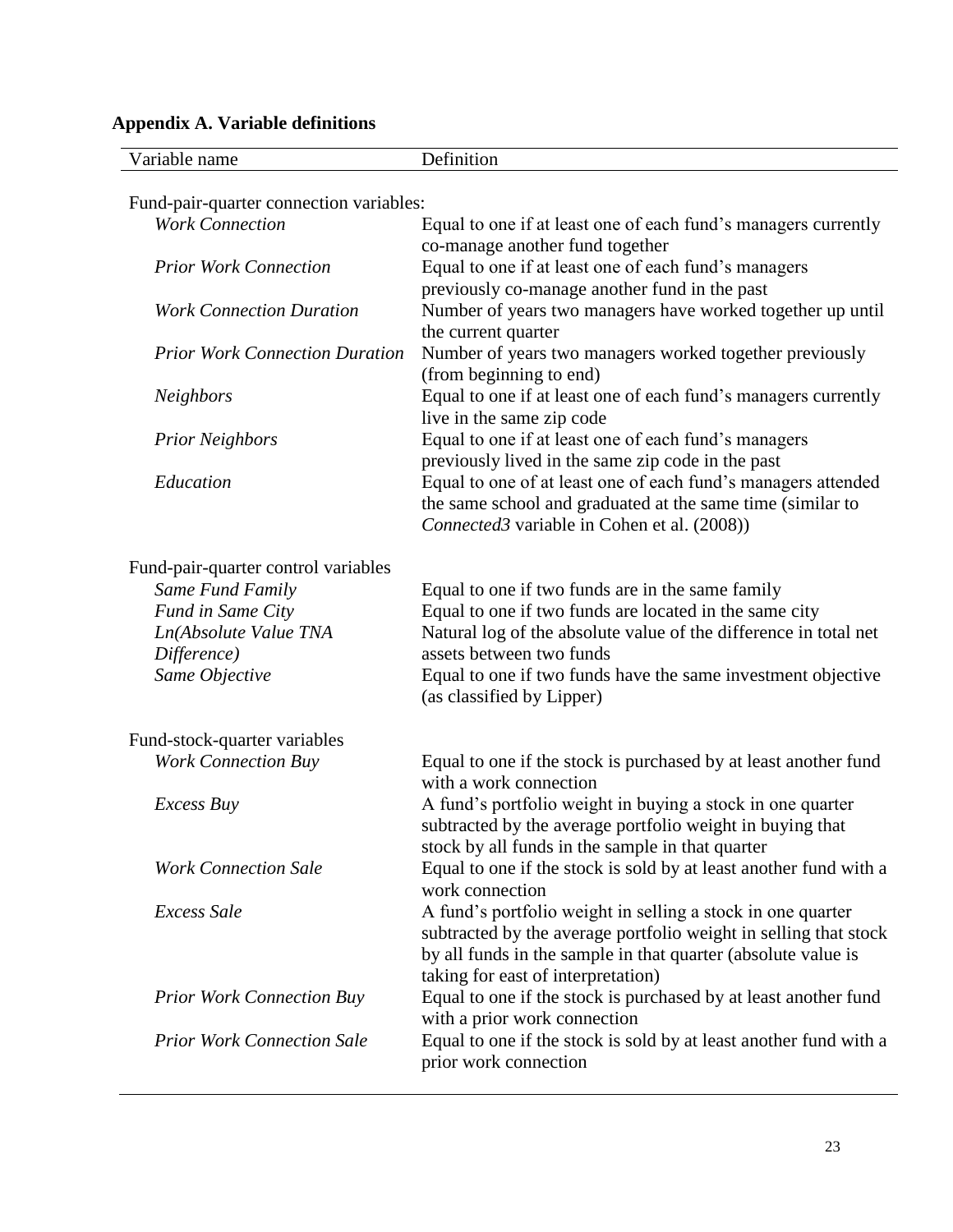**Appendix A. Variable definitions**

| Variable name | Definition |
|---|---|
| Fund-pair-quarter connection variables: | |
| *Work Connection* | Equal to one if at least one of each fund's managers currently co-manage another fund together |
| *Prior Work Connection* | Equal to one if at least one of each fund's managers previously co-manage another fund in the past |
| *Work Connection Duration* | Number of years two managers have worked together up until the current quarter |
| *Prior Work Connection Duration* | Number of years two managers worked together previously (from beginning to end) |
| *Neighbors* | Equal to one if at least one of each fund's managers currently live in the same zip code |
| *Prior Neighbors* | Equal to one if at least one of each fund's managers previously lived in the same zip code in the past |
| *Education* | Equal to one of at least one of each fund's managers attended the same school and graduated at the same time (similar to *Connected3* variable in Cohen et al. (2008)) |
| Fund-pair-quarter control variables | |
| *Same Fund Family* | Equal to one if two funds are in the same family |
| *Fund in Same City* | Equal to one if two funds are located in the same city |
| *Ln(Absolute Value TNA Difference)* | Natural log of the absolute value of the difference in total net assets between two funds |
| *Same Objective* | Equal to one if two funds have the same investment objective (as classified by Lipper) |
| Fund-stock-quarter variables | |
| *Work Connection Buy* | Equal to one if the stock is purchased by at least another fund with a work connection |
| *Excess Buy* | A fund's portfolio weight in buying a stock in one quarter subtracted by the average portfolio weight in buying that stock by all funds in the sample in that quarter |
| *Work Connection Sale* | Equal to one if the stock is sold by at least another fund with a work connection |
| *Excess Sale* | A fund's portfolio weight in selling a stock in one quarter subtracted by the average portfolio weight in selling that stock by all funds in the sample in that quarter (absolute value is taking for east of interpretation) |
| *Prior Work Connection Buy* | Equal to one if the stock is purchased by at least another fund with a prior work connection |
| *Prior Work Connection Sale* | Equal to one if the stock is sold by at least another fund with a prior work connection |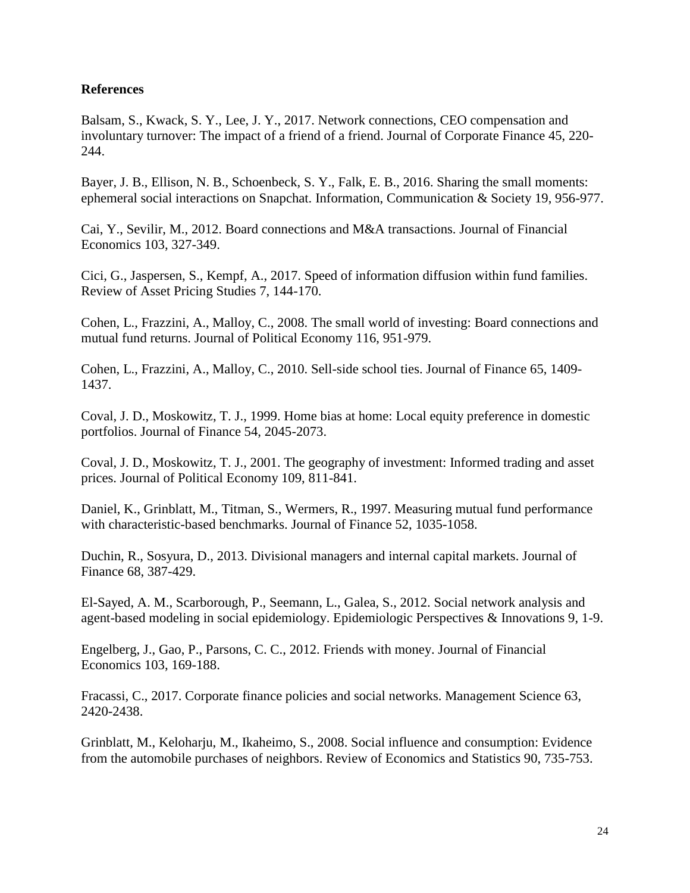**References**

Balsam, S., Kwack, S. Y., Lee, J. Y., 2017. Network connections, CEO compensation and involuntary turnover: The impact of a friend of a friend. Journal of Corporate Finance 45, 220-244.

Bayer, J. B., Ellison, N. B., Schoenbeck, S. Y., Falk, E. B., 2016. Sharing the small moments: ephemeral social interactions on Snapchat. Information, Communication & Society 19, 956-977.

Cai, Y., Sevilir, M., 2012. Board connections and M&A transactions. Journal of Financial Economics 103, 327-349.

Cici, G., Jaspersen, S., Kempf, A., 2017. Speed of information diffusion within fund families. Review of Asset Pricing Studies 7, 144-170.

Cohen, L., Frazzini, A., Malloy, C., 2008. The small world of investing: Board connections and mutual fund returns. Journal of Political Economy 116, 951-979.

Cohen, L., Frazzini, A., Malloy, C., 2010. Sell-side school ties. Journal of Finance 65, 1409-1437.

Coval, J. D., Moskowitz, T. J., 1999. Home bias at home: Local equity preference in domestic portfolios. Journal of Finance 54, 2045-2073.

Coval, J. D., Moskowitz, T. J., 2001. The geography of investment: Informed trading and asset prices. Journal of Political Economy 109, 811-841.

Daniel, K., Grinblatt, M., Titman, S., Wermers, R., 1997. Measuring mutual fund performance with characteristic-based benchmarks. Journal of Finance 52, 1035-1058.

Duchin, R., Sosyura, D., 2013. Divisional managers and internal capital markets. Journal of Finance 68, 387-429.

El-Sayed, A. M., Scarborough, P., Seemann, L., Galea, S., 2012. Social network analysis and agent-based modeling in social epidemiology. Epidemiologic Perspectives & Innovations 9, 1-9.

Engelberg, J., Gao, P., Parsons, C. C., 2012. Friends with money. Journal of Financial Economics 103, 169-188.

Fracassi, C., 2017. Corporate finance policies and social networks. Management Science 63, 2420-2438.

Grinblatt, M., Keloharju, M., Ikaheimo, S., 2008. Social influence and consumption: Evidence from the automobile purchases of neighbors. Review of Economics and Statistics 90, 735-753.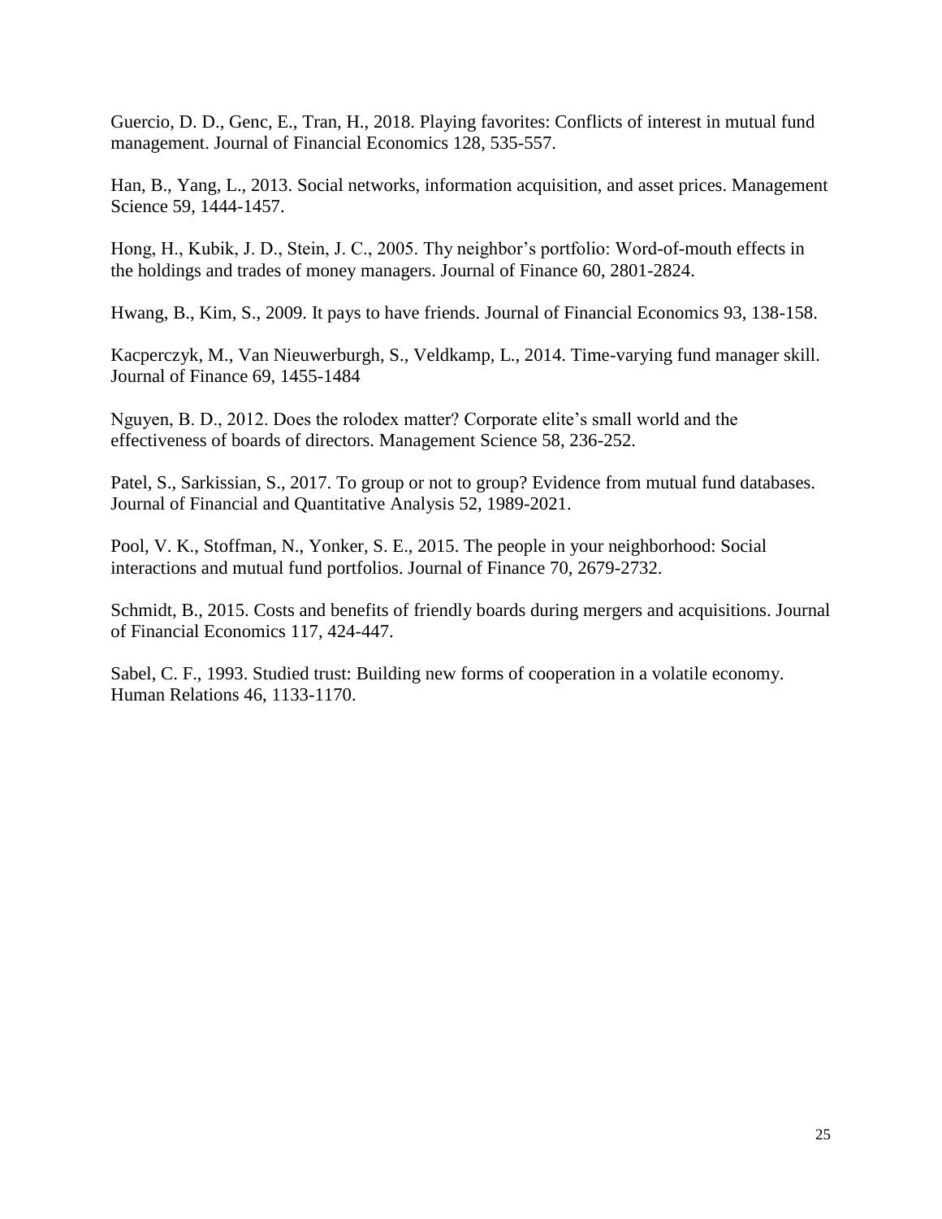Guercio, D. D., Genc, E., Tran, H., 2018. Playing favorites: Conflicts of interest in mutual fund management. Journal of Financial Economics 128, 535-557.

Han, B., Yang, L., 2013. Social networks, information acquisition, and asset prices. Management Science 59, 1444-1457.

Hong, H., Kubik, J. D., Stein, J. C., 2005. Thy neighbor's portfolio: Word-of-mouth effects in the holdings and trades of money managers. Journal of Finance 60, 2801-2824.

Hwang, B., Kim, S., 2009. It pays to have friends. Journal of Financial Economics 93, 138-158.

Kacperczyk, M., Van Nieuwerburgh, S., Veldkamp, L., 2014. Time-varying fund manager skill. Journal of Finance 69, 1455-1484

Nguyen, B. D., 2012. Does the rolodex matter? Corporate elite's small world and the effectiveness of boards of directors. Management Science 58, 236-252.

Patel, S., Sarkissian, S., 2017. To group or not to group? Evidence from mutual fund databases. Journal of Financial and Quantitative Analysis 52, 1989-2021.

Pool, V. K., Stoffman, N., Yonker, S. E., 2015. The people in your neighborhood: Social interactions and mutual fund portfolios. Journal of Finance 70, 2679-2732.

Schmidt, B., 2015. Costs and benefits of friendly boards during mergers and acquisitions. Journal of Financial Economics 117, 424-447.

Sabel, C. F., 1993. Studied trust: Building new forms of cooperation in a volatile economy. Human Relations 46, 1133-1170.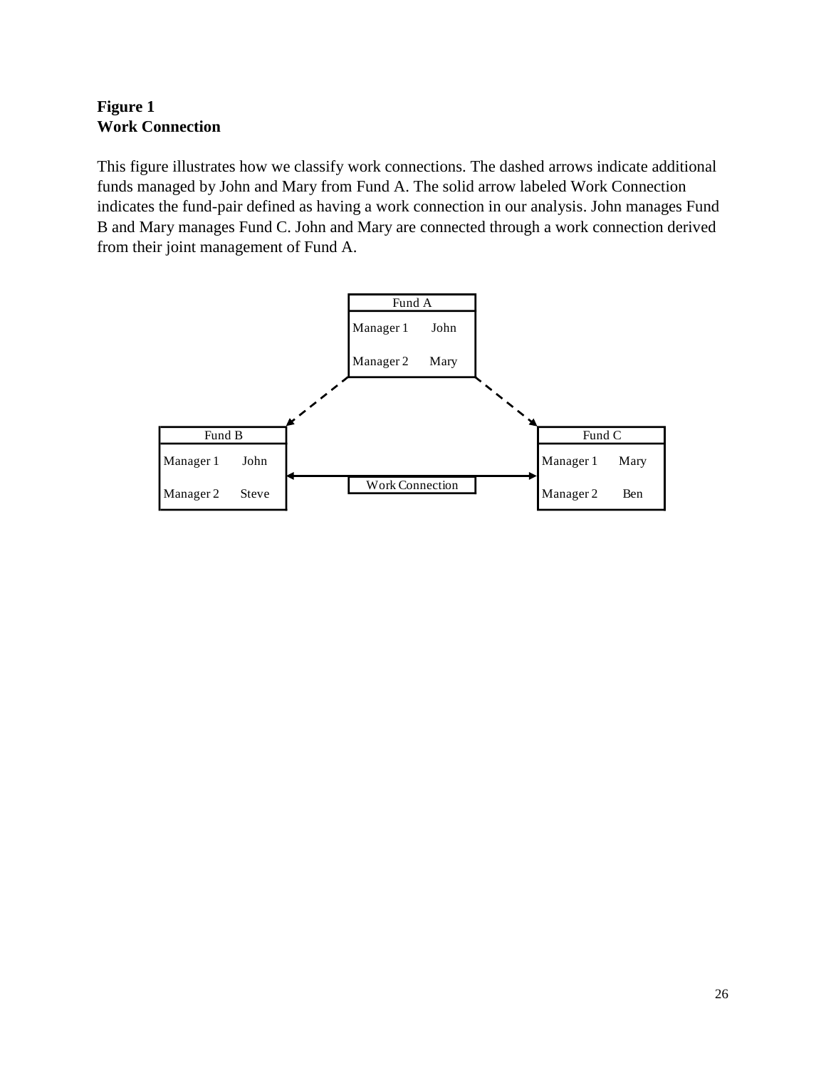**Figure 1**
**Work Connection**

This figure illustrates how we classify work connections. The dashed arrows indicate additional funds managed by John and Mary from Fund A. The solid arrow labeled Work Connection indicates the fund-pair defined as having a work connection in our analysis. John manages Fund B and Mary manages Fund C. John and Mary are connected through a work connection derived from their joint management of Fund A.

| Fund A | |
|---|---|
| Manager 1 | John |
| Manager 2 | Mary |

| Fund B | |
|---|---|
| Manager 1 | John |
| Manager 2 | Steve |

Work Connection

| Fund C | |
|---|---|
| Manager 1 | Mary |
| Manager 2 | Ben |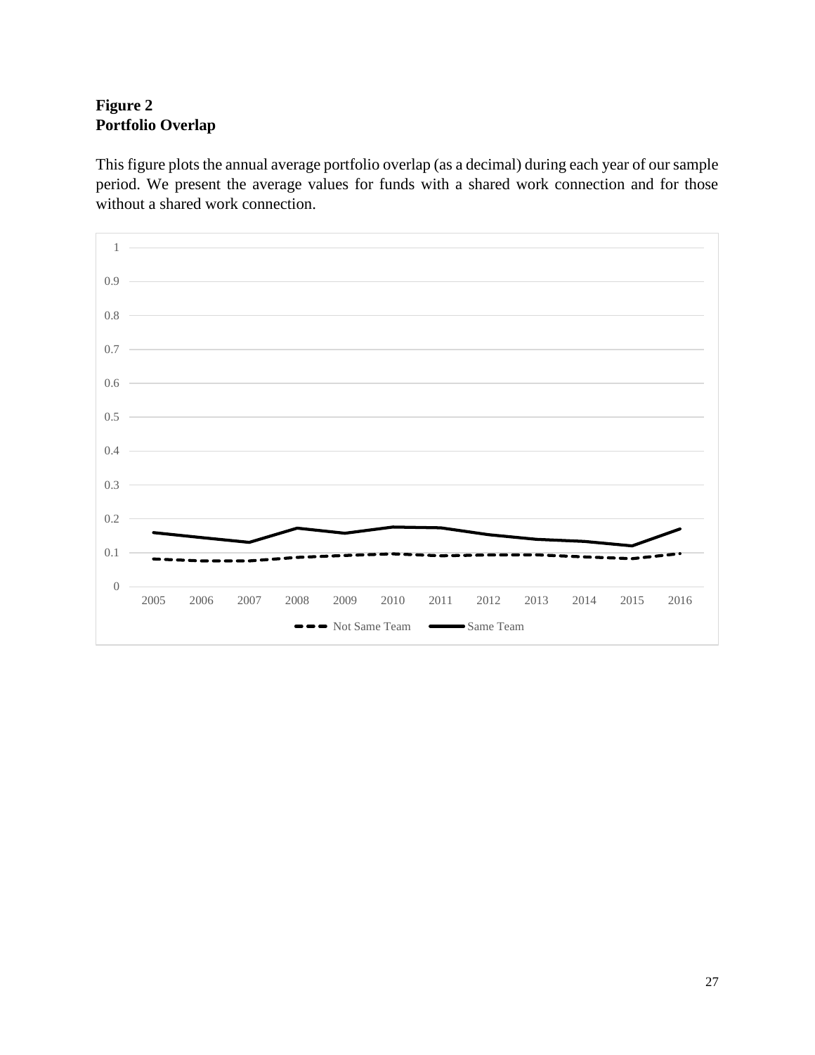**Figure 2**
**Portfolio Overlap**

This figure plots the annual average portfolio overlap (as a decimal) during each year of our sample period. We present the average values for funds with a shared work connection and for those without a shared work connection.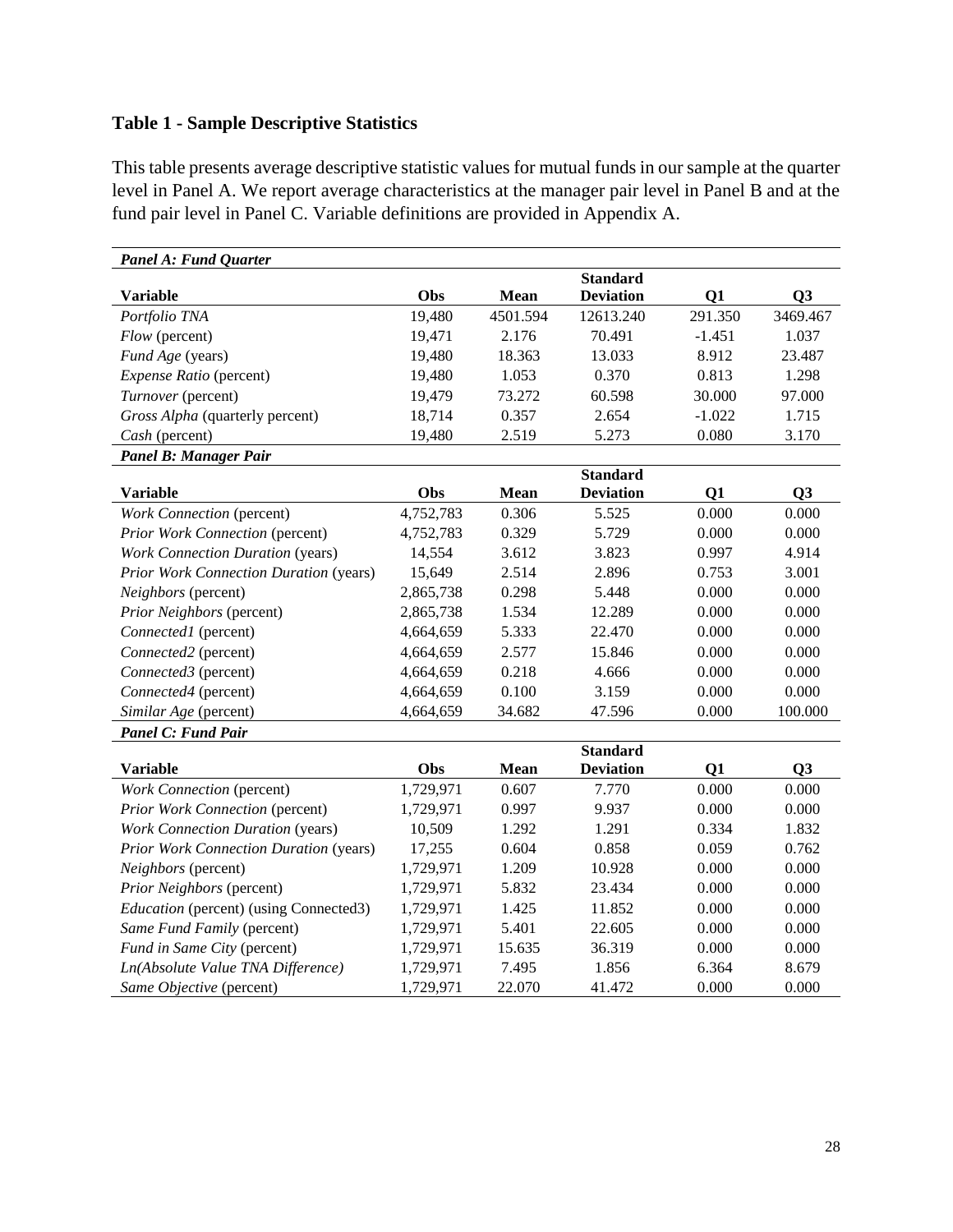## Table 1 - Sample Descriptive Statistics

This table presents average descriptive statistic values for mutual funds in our sample at the quarter level in Panel A. We report average characteristics at the manager pair level in Panel B and at the fund pair level in Panel C. Variable definitions are provided in Appendix A.

| ***Panel A: Fund Quarter*** | | | | | |
|---|---|---|---|---|---|
| **Variable** | **Obs** | **Mean** | **Standard Deviation** | **Q1** | **Q3** |
| *Portfolio TNA* | 19,480 | 4501.594 | 12613.240 | 291.350 | 3469.467 |
| *Flow* (percent) | 19,471 | 2.176 | 70.491 | -1.451 | 1.037 |
| *Fund Age* (years) | 19,480 | 18.363 | 13.033 | 8.912 | 23.487 |
| *Expense Ratio* (percent) | 19,480 | 1.053 | 0.370 | 0.813 | 1.298 |
| *Turnover* (percent) | 19,479 | 73.272 | 60.598 | 30.000 | 97.000 |
| *Gross Alpha* (quarterly percent) | 18,714 | 0.357 | 2.654 | -1.022 | 1.715 |
| *Cash* (percent) | 19,480 | 2.519 | 5.273 | 0.080 | 3.170 |
| ***Panel B: Manager Pair*** | | | | | |
| **Variable** | **Obs** | **Mean** | **Standard Deviation** | **Q1** | **Q3** |
| *Work Connection* (percent) | 4,752,783 | 0.306 | 5.525 | 0.000 | 0.000 |
| *Prior Work Connection* (percent) | 4,752,783 | 0.329 | 5.729 | 0.000 | 0.000 |
| *Work Connection Duration* (years) | 14,554 | 3.612 | 3.823 | 0.997 | 4.914 |
| *Prior Work Connection Duration* (years) | 15,649 | 2.514 | 2.896 | 0.753 | 3.001 |
| *Neighbors* (percent) | 2,865,738 | 0.298 | 5.448 | 0.000 | 0.000 |
| *Prior Neighbors* (percent) | 2,865,738 | 1.534 | 12.289 | 0.000 | 0.000 |
| *Connected1* (percent) | 4,664,659 | 5.333 | 22.470 | 0.000 | 0.000 |
| *Connected2* (percent) | 4,664,659 | 2.577 | 15.846 | 0.000 | 0.000 |
| *Connected3* (percent) | 4,664,659 | 0.218 | 4.666 | 0.000 | 0.000 |
| *Connected4* (percent) | 4,664,659 | 0.100 | 3.159 | 0.000 | 0.000 |
| *Similar Age* (percent) | 4,664,659 | 34.682 | 47.596 | 0.000 | 100.000 |
| ***Panel C: Fund Pair*** | | | | | |
| **Variable** | **Obs** | **Mean** | **Standard Deviation** | **Q1** | **Q3** |
| *Work Connection* (percent) | 1,729,971 | 0.607 | 7.770 | 0.000 | 0.000 |
| *Prior Work Connection* (percent) | 1,729,971 | 0.997 | 9.937 | 0.000 | 0.000 |
| *Work Connection Duration* (years) | 10,509 | 1.292 | 1.291 | 0.334 | 1.832 |
| *Prior Work Connection Duration* (years) | 17,255 | 0.604 | 0.858 | 0.059 | 0.762 |
| *Neighbors* (percent) | 1,729,971 | 1.209 | 10.928 | 0.000 | 0.000 |
| *Prior Neighbors* (percent) | 1,729,971 | 5.832 | 23.434 | 0.000 | 0.000 |
| *Education* (percent) (using Connected3) | 1,729,971 | 1.425 | 11.852 | 0.000 | 0.000 |
| *Same Fund Family* (percent) | 1,729,971 | 5.401 | 22.605 | 0.000 | 0.000 |
| *Fund in Same City* (percent) | 1,729,971 | 15.635 | 36.319 | 0.000 | 0.000 |
| *Ln(Absolute Value TNA Difference)* | 1,729,971 | 7.495 | 1.856 | 6.364 | 8.679 |
| *Same Objective* (percent) | 1,729,971 | 22.070 | 41.472 | 0.000 | 0.000 |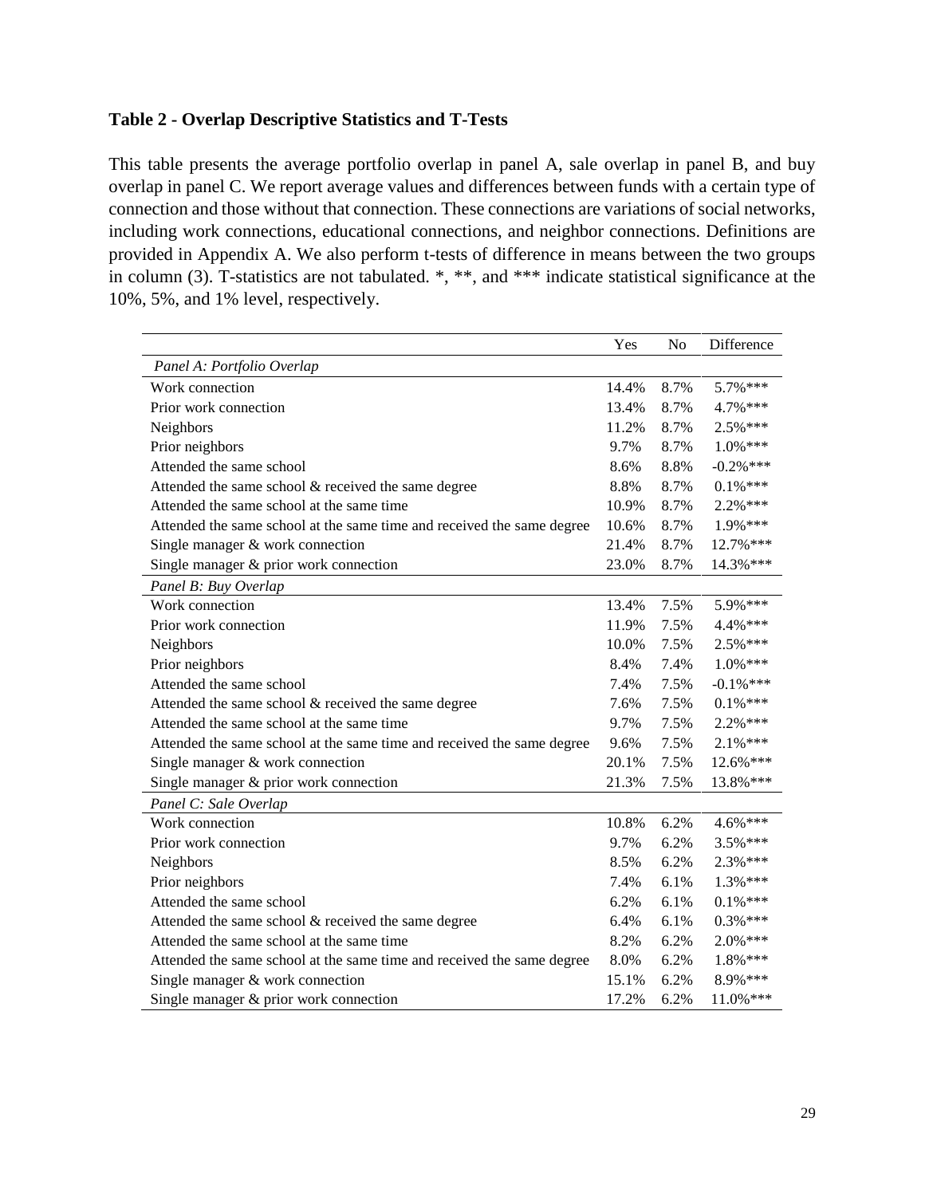**Table 2 - Overlap Descriptive Statistics and T-Tests**

This table presents the average portfolio overlap in panel A, sale overlap in panel B, and buy overlap in panel C. We report average values and differences between funds with a certain type of connection and those without that connection. These connections are variations of social networks, including work connections, educational connections, and neighbor connections. Definitions are provided in Appendix A. We also perform t-tests of difference in means between the two groups in column (3). T-statistics are not tabulated. *, **, and *** indicate statistical significance at the 10%, 5%, and 1% level, respectively.

| | Yes | No | Difference |
|---|---|---|---|
| *Panel A: Portfolio Overlap* | | | |
| Work connection | 14.4% | 8.7% | 5.7%*** |
| Prior work connection | 13.4% | 8.7% | 4.7%*** |
| Neighbors | 11.2% | 8.7% | 2.5%*** |
| Prior neighbors | 9.7% | 8.7% | 1.0%*** |
| Attended the same school | 8.6% | 8.8% | -0.2%*** |
| Attended the same school & received the same degree | 8.8% | 8.7% | 0.1%*** |
| Attended the same school at the same time | 10.9% | 8.7% | 2.2%*** |
| Attended the same school at the same time and received the same degree | 10.6% | 8.7% | 1.9%*** |
| Single manager & work connection | 21.4% | 8.7% | 12.7%*** |
| Single manager & prior work connection | 23.0% | 8.7% | 14.3%*** |
| *Panel B: Buy Overlap* | | | |
| Work connection | 13.4% | 7.5% | 5.9%*** |
| Prior work connection | 11.9% | 7.5% | 4.4%*** |
| Neighbors | 10.0% | 7.5% | 2.5%*** |
| Prior neighbors | 8.4% | 7.4% | 1.0%*** |
| Attended the same school | 7.4% | 7.5% | -0.1%*** |
| Attended the same school & received the same degree | 7.6% | 7.5% | 0.1%*** |
| Attended the same school at the same time | 9.7% | 7.5% | 2.2%*** |
| Attended the same school at the same time and received the same degree | 9.6% | 7.5% | 2.1%*** |
| Single manager & work connection | 20.1% | 7.5% | 12.6%*** |
| Single manager & prior work connection | 21.3% | 7.5% | 13.8%*** |
| *Panel C: Sale Overlap* | | | |
| Work connection | 10.8% | 6.2% | 4.6%*** |
| Prior work connection | 9.7% | 6.2% | 3.5%*** |
| Neighbors | 8.5% | 6.2% | 2.3%*** |
| Prior neighbors | 7.4% | 6.1% | 1.3%*** |
| Attended the same school | 6.2% | 6.1% | 0.1%*** |
| Attended the same school & received the same degree | 6.4% | 6.1% | 0.3%*** |
| Attended the same school at the same time | 8.2% | 6.2% | 2.0%*** |
| Attended the same school at the same time and received the same degree | 8.0% | 6.2% | 1.8%*** |
| Single manager & work connection | 15.1% | 6.2% | 8.9%*** |
| Single manager & prior work connection | 17.2% | 6.2% | 11.0%*** |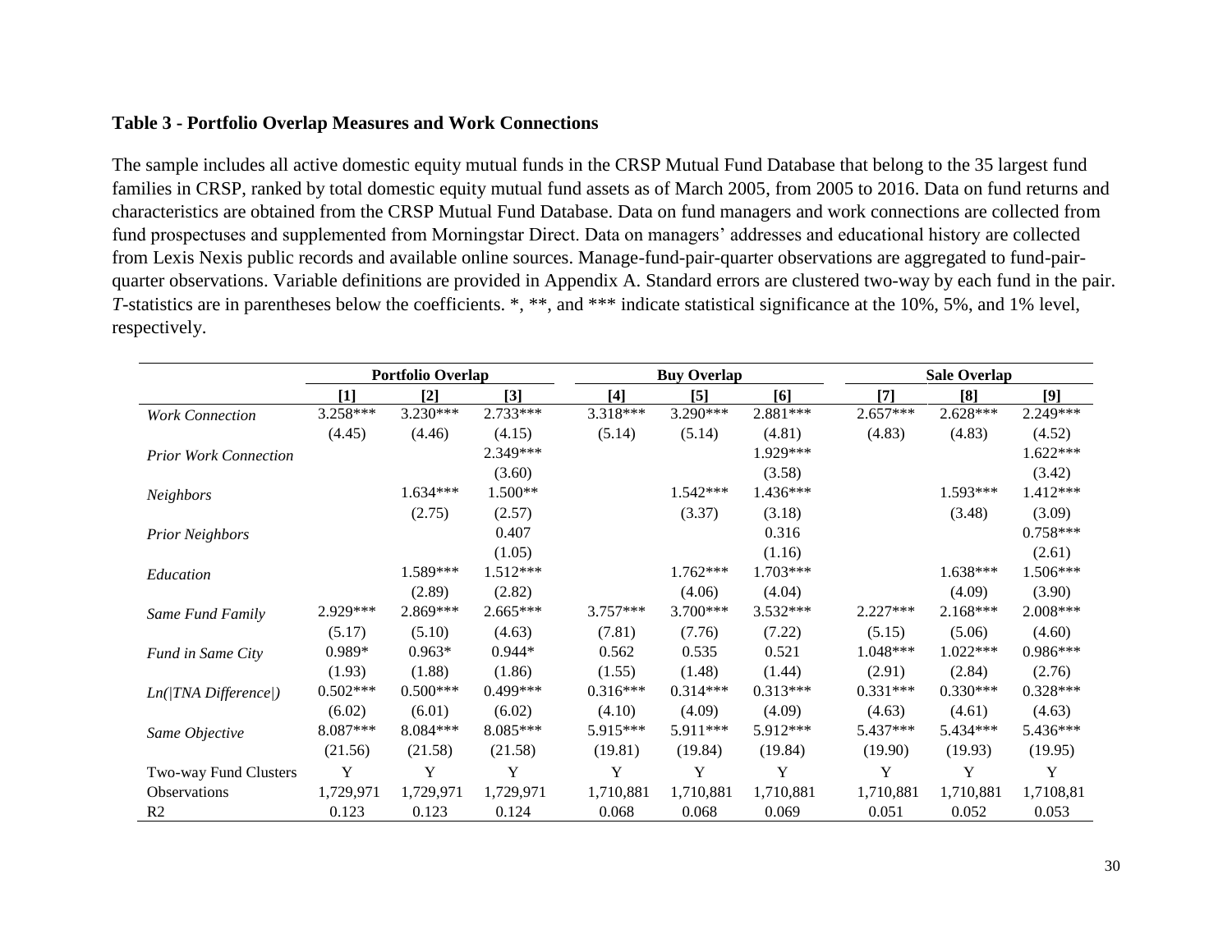### Table 3 - Portfolio Overlap Measures and Work Connections

The sample includes all active domestic equity mutual funds in the CRSP Mutual Fund Database that belong to the 35 largest fund families in CRSP, ranked by total domestic equity mutual fund assets as of March 2005, from 2005 to 2016. Data on fund returns and characteristics are obtained from the CRSP Mutual Fund Database. Data on fund managers and work connections are collected from fund prospectuses and supplemented from Morningstar Direct. Data on managers' addresses and educational history are collected from Lexis Nexis public records and available online sources. Manage-fund-pair-quarter observations are aggregated to fund-pair-quarter observations. Variable definitions are provided in Appendix A. Standard errors are clustered two-way by each fund in the pair. *T*-statistics are in parentheses below the coefficients. *, **, and *** indicate statistical significance at the 10%, 5%, and 1% level, respectively.

| | Portfolio Overlap | | | Buy Overlap | | | Sale Overlap | | |
|---|---|---|---|---|---|---|---|---|---|
| | [1] | [2] | [3] | [4] | [5] | [6] | [7] | [8] | [9] |
| *Work Connection* | 3.258*** | 3.230*** | 2.733*** | 3.318*** | 3.290*** | 2.881*** | 2.657*** | 2.628*** | 2.249*** |
| | (4.45) | (4.46) | (4.15) | (5.14) | (5.14) | (4.81) | (4.83) | (4.83) | (4.52) |
| *Prior Work Connection* | | | 2.349*** | | | 1.929*** | | | 1.622*** |
| | | | (3.60) | | | (3.58) | | | (3.42) |
| *Neighbors* | | 1.634*** | 1.500** | | 1.542*** | 1.436*** | | 1.593*** | 1.412*** |
| | | (2.75) | (2.57) | | (3.37) | (3.18) | | (3.48) | (3.09) |
| *Prior Neighbors* | | | 0.407 | | | 0.316 | | | 0.758*** |
| | | | (1.05) | | | (1.16) | | | (2.61) |
| *Education* | | 1.589*** | 1.512*** | | 1.762*** | 1.703*** | | 1.638*** | 1.506*** |
| | | (2.89) | (2.82) | | (4.06) | (4.04) | | (4.09) | (3.90) |
| *Same Fund Family* | 2.929*** | 2.869*** | 2.665*** | 3.757*** | 3.700*** | 3.532*** | 2.227*** | 2.168*** | 2.008*** |
| | (5.17) | (5.10) | (4.63) | (7.81) | (7.76) | (7.22) | (5.15) | (5.06) | (4.60) |
| *Fund in Same City* | 0.989* | 0.963* | 0.944* | 0.562 | 0.535 | 0.521 | 1.048*** | 1.022*** | 0.986*** |
| | (1.93) | (1.88) | (1.86) | (1.55) | (1.48) | (1.44) | (2.91) | (2.84) | (2.76) |
| *Ln(\|TNA Difference\|)* | 0.502*** | 0.500*** | 0.499*** | 0.316*** | 0.314*** | 0.313*** | 0.331*** | 0.330*** | 0.328*** |
| | (6.02) | (6.01) | (6.02) | (4.10) | (4.09) | (4.09) | (4.63) | (4.61) | (4.63) |
| *Same Objective* | 8.087*** | 8.084*** | 8.085*** | 5.915*** | 5.911*** | 5.912*** | 5.437*** | 5.434*** | 5.436*** |
| | (21.56) | (21.58) | (21.58) | (19.81) | (19.84) | (19.84) | (19.90) | (19.93) | (19.95) |
| Two-way Fund Clusters | Y | Y | Y | Y | Y | Y | Y | Y | Y |
| Observations | 1,729,971 | 1,729,971 | 1,729,971 | 1,710,881 | 1,710,881 | 1,710,881 | 1,710,881 | 1,710,881 | 1,7108,81 |
| R2 | 0.123 | 0.123 | 0.124 | 0.068 | 0.068 | 0.069 | 0.051 | 0.052 | 0.053 |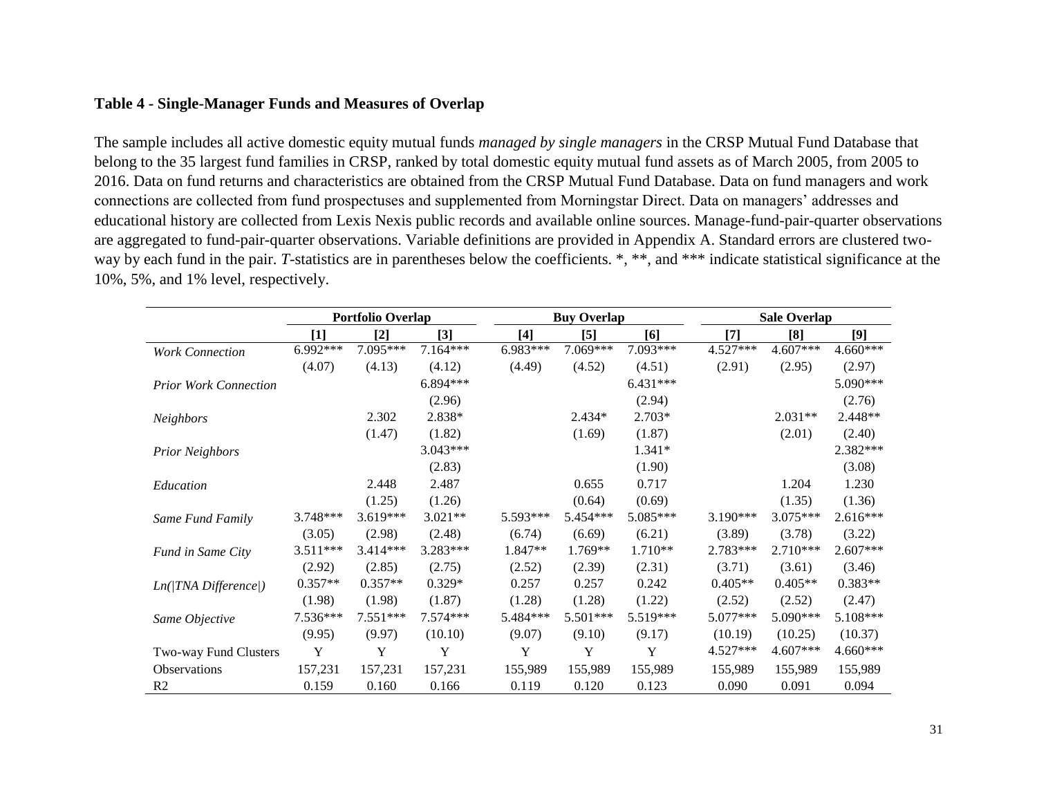**Table 4 - Single-Manager Funds and Measures of Overlap**

The sample includes all active domestic equity mutual funds *managed by single managers* in the CRSP Mutual Fund Database that belong to the 35 largest fund families in CRSP, ranked by total domestic equity mutual fund assets as of March 2005, from 2005 to 2016. Data on fund returns and characteristics are obtained from the CRSP Mutual Fund Database. Data on fund managers and work connections are collected from fund prospectuses and supplemented from Morningstar Direct. Data on managers' addresses and educational history are collected from Lexis Nexis public records and available online sources. Manage-fund-pair-quarter observations are aggregated to fund-pair-quarter observations. Variable definitions are provided in Appendix A. Standard errors are clustered two-way by each fund in the pair. *T*-statistics are in parentheses below the coefficients. *, **, and *** indicate statistical significance at the 10%, 5%, and 1% level, respectively.

| | Portfolio Overlap | | | Buy Overlap | | | Sale Overlap | | |
|---|---|---|---|---|---|---|---|---|---|
| | [1] | [2] | [3] | [4] | [5] | [6] | [7] | [8] | [9] |
| *Work Connection* | 6.992*** | 7.095*** | 7.164*** | 6.983*** | 7.069*** | 7.093*** | 4.527*** | 4.607*** | 4.660*** |
| | (4.07) | (4.13) | (4.12) | (4.49) | (4.52) | (4.51) | (2.91) | (2.95) | (2.97) |
| *Prior Work Connection* | | | 6.894*** | | | 6.431*** | | | 5.090*** |
| | | | (2.96) | | | (2.94) | | | (2.76) |
| *Neighbors* | | 2.302 | 2.838* | | 2.434* | 2.703* | | 2.031** | 2.448** |
| | | (1.47) | (1.82) | | (1.69) | (1.87) | | (2.01) | (2.40) |
| *Prior Neighbors* | | | 3.043*** | | | 1.341* | | | 2.382*** |
| | | | (2.83) | | | (1.90) | | | (3.08) |
| *Education* | | 2.448 | 2.487 | | 0.655 | 0.717 | | 1.204 | 1.230 |
| | | (1.25) | (1.26) | | (0.64) | (0.69) | | (1.35) | (1.36) |
| *Same Fund Family* | 3.748*** | 3.619*** | 3.021** | 5.593*** | 5.454*** | 5.085*** | 3.190*** | 3.075*** | 2.616*** |
| | (3.05) | (2.98) | (2.48) | (6.74) | (6.69) | (6.21) | (3.89) | (3.78) | (3.22) |
| *Fund in Same City* | 3.511*** | 3.414*** | 3.283*** | 1.847** | 1.769** | 1.710** | 2.783*** | 2.710*** | 2.607*** |
| | (2.92) | (2.85) | (2.75) | (2.52) | (2.39) | (2.31) | (3.71) | (3.61) | (3.46) |
| *Ln(\|TNA Difference\|)* | 0.357** | 0.357** | 0.329* | 0.257 | 0.257 | 0.242 | 0.405** | 0.405** | 0.383** |
| | (1.98) | (1.98) | (1.87) | (1.28) | (1.28) | (1.22) | (2.52) | (2.52) | (2.47) |
| *Same Objective* | 7.536*** | 7.551*** | 7.574*** | 5.484*** | 5.501*** | 5.519*** | 5.077*** | 5.090*** | 5.108*** |
| | (9.95) | (9.97) | (10.10) | (9.07) | (9.10) | (9.17) | (10.19) | (10.25) | (10.37) |
| Two-way Fund Clusters | Y | Y | Y | Y | Y | Y | 4.527*** | 4.607*** | 4.660*** |
| Observations | 157,231 | 157,231 | 157,231 | 155,989 | 155,989 | 155,989 | 155,989 | 155,989 | 155,989 |
| R2 | 0.159 | 0.160 | 0.166 | 0.119 | 0.120 | 0.123 | 0.090 | 0.091 | 0.094 |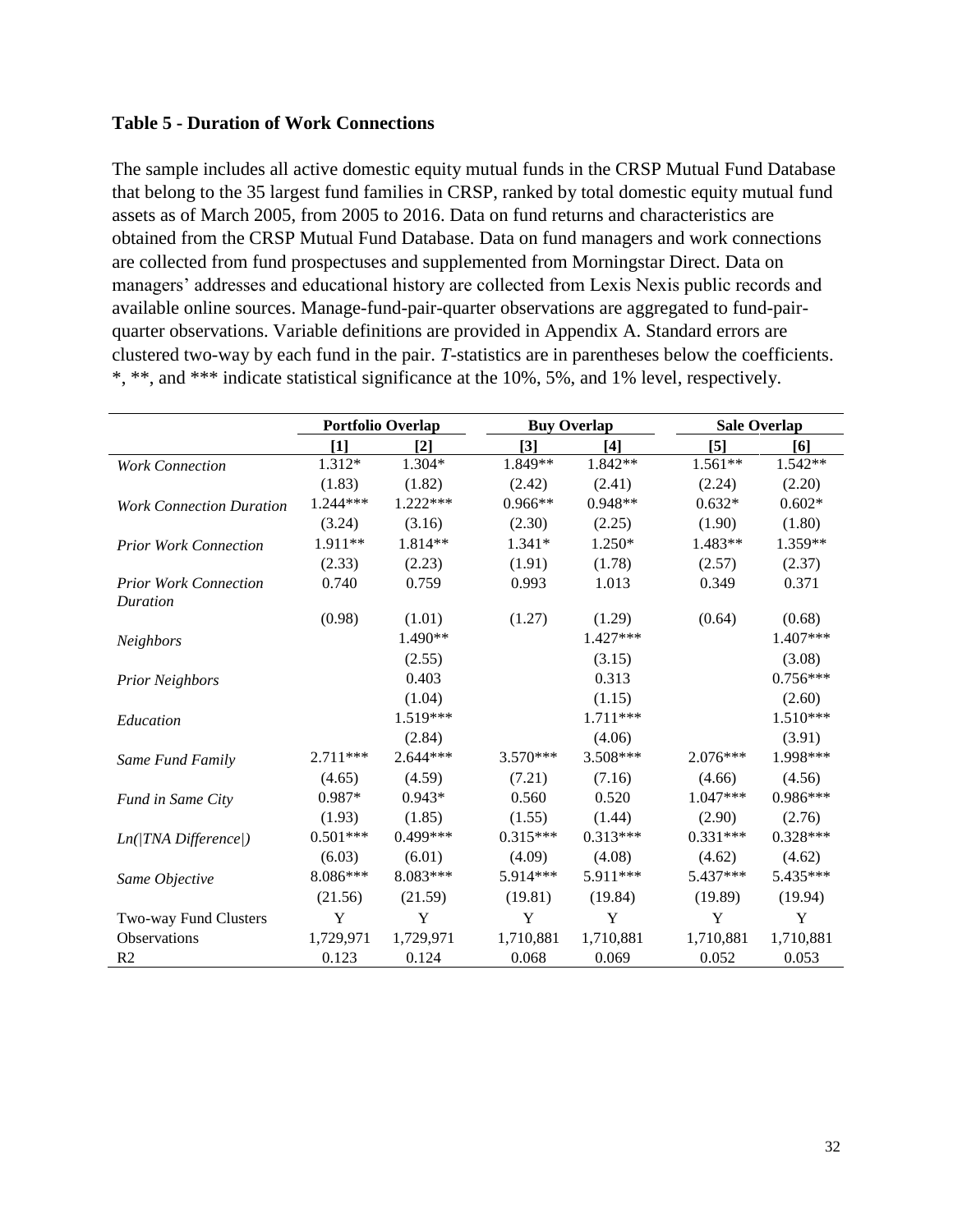### Table 5 - Duration of Work Connections

The sample includes all active domestic equity mutual funds in the CRSP Mutual Fund Database that belong to the 35 largest fund families in CRSP, ranked by total domestic equity mutual fund assets as of March 2005, from 2005 to 2016. Data on fund returns and characteristics are obtained from the CRSP Mutual Fund Database. Data on fund managers and work connections are collected from fund prospectuses and supplemented from Morningstar Direct. Data on managers' addresses and educational history are collected from Lexis Nexis public records and available online sources. Manage-fund-pair-quarter observations are aggregated to fund-pair-quarter observations. Variable definitions are provided in Appendix A. Standard errors are clustered two-way by each fund in the pair. *T*-statistics are in parentheses below the coefficients. *, **, and *** indicate statistical significance at the 10%, 5%, and 1% level, respectively.

| | Portfolio Overlap | | Buy Overlap | | Sale Overlap | |
|---|---|---|---|---|---|---|
| | [1] | [2] | [3] | [4] | [5] | [6] |
| *Work Connection* | 1.312* | 1.304* | 1.849** | 1.842** | 1.561** | 1.542** |
| | (1.83) | (1.82) | (2.42) | (2.41) | (2.24) | (2.20) |
| *Work Connection Duration* | 1.244*** | 1.222*** | 0.966** | 0.948** | 0.632* | 0.602* |
| | (3.24) | (3.16) | (2.30) | (2.25) | (1.90) | (1.80) |
| *Prior Work Connection* | 1.911** | 1.814** | 1.341* | 1.250* | 1.483** | 1.359** |
| | (2.33) | (2.23) | (1.91) | (1.78) | (2.57) | (2.37) |
| *Prior Work Connection Duration* | 0.740 | 0.759 | 0.993 | 1.013 | 0.349 | 0.371 |
| | (0.98) | (1.01) | (1.27) | (1.29) | (0.64) | (0.68) |
| *Neighbors* | | 1.490** | | 1.427*** | | 1.407*** |
| | | (2.55) | | (3.15) | | (3.08) |
| *Prior Neighbors* | | 0.403 | | 0.313 | | 0.756*** |
| | | (1.04) | | (1.15) | | (2.60) |
| *Education* | | 1.519*** | | 1.711*** | | 1.510*** |
| | | (2.84) | | (4.06) | | (3.91) |
| *Same Fund Family* | 2.711*** | 2.644*** | 3.570*** | 3.508*** | 2.076*** | 1.998*** |
| | (4.65) | (4.59) | (7.21) | (7.16) | (4.66) | (4.56) |
| *Fund in Same City* | 0.987* | 0.943* | 0.560 | 0.520 | 1.047*** | 0.986*** |
| | (1.93) | (1.85) | (1.55) | (1.44) | (2.90) | (2.76) |
| *Ln(\|TNA Difference\|)* | 0.501*** | 0.499*** | 0.315*** | 0.313*** | 0.331*** | 0.328*** |
| | (6.03) | (6.01) | (4.09) | (4.08) | (4.62) | (4.62) |
| *Same Objective* | 8.086*** | 8.083*** | 5.914*** | 5.911*** | 5.437*** | 5.435*** |
| | (21.56) | (21.59) | (19.81) | (19.84) | (19.89) | (19.94) |
| Two-way Fund Clusters | Y | Y | Y | Y | Y | Y |
| Observations | 1,729,971 | 1,729,971 | 1,710,881 | 1,710,881 | 1,710,881 | 1,710,881 |
| R2 | 0.123 | 0.124 | 0.068 | 0.069 | 0.052 | 0.053 |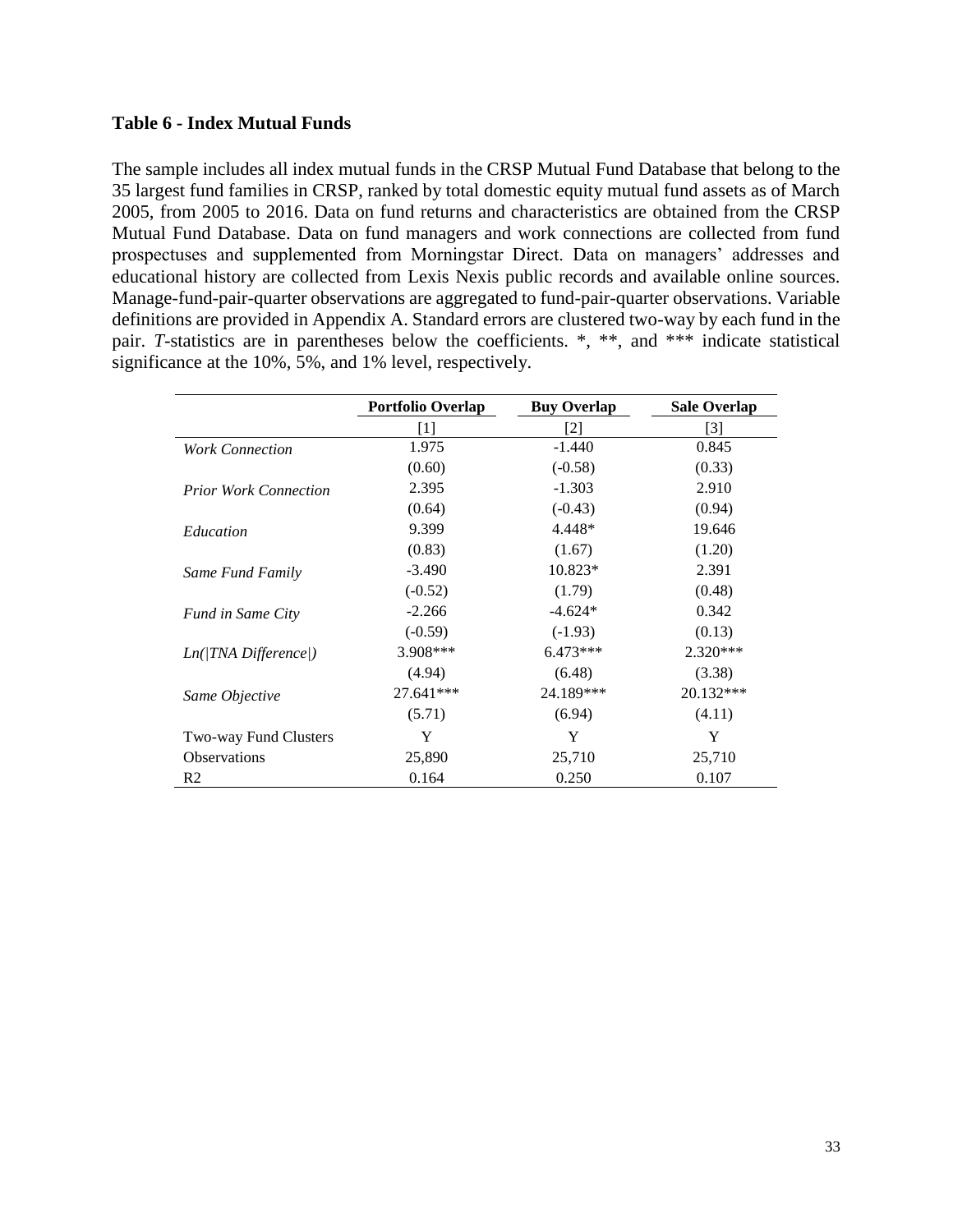### Table 6 - Index Mutual Funds

The sample includes all index mutual funds in the CRSP Mutual Fund Database that belong to the 35 largest fund families in CRSP, ranked by total domestic equity mutual fund assets as of March 2005, from 2005 to 2016. Data on fund returns and characteristics are obtained from the CRSP Mutual Fund Database. Data on fund managers and work connections are collected from fund prospectuses and supplemented from Morningstar Direct. Data on managers' addresses and educational history are collected from Lexis Nexis public records and available online sources. Manage-fund-pair-quarter observations are aggregated to fund-pair-quarter observations. Variable definitions are provided in Appendix A. Standard errors are clustered two-way by each fund in the pair. *T*-statistics are in parentheses below the coefficients. *, **, and *** indicate statistical significance at the 10%, 5%, and 1% level, respectively.

| | **Portfolio Overlap** | **Buy Overlap** | **Sale Overlap** |
|---|---|---|---|
| | [1] | [2] | [3] |
| *Work Connection* | 1.975 | -1.440 | 0.845 |
| | (0.60) | (-0.58) | (0.33) |
| *Prior Work Connection* | 2.395 | -1.303 | 2.910 |
| | (0.64) | (-0.43) | (0.94) |
| *Education* | 9.399 | 4.448* | 19.646 |
| | (0.83) | (1.67) | (1.20) |
| *Same Fund Family* | -3.490 | 10.823* | 2.391 |
| | (-0.52) | (1.79) | (0.48) |
| *Fund in Same City* | -2.266 | -4.624* | 0.342 |
| | (-0.59) | (-1.93) | (0.13) |
| *Ln(\|TNA Difference\|)* | 3.908*** | 6.473*** | 2.320*** |
| | (4.94) | (6.48) | (3.38) |
| *Same Objective* | 27.641*** | 24.189*** | 20.132*** |
| | (5.71) | (6.94) | (4.11) |
| Two-way Fund Clusters | Y | Y | Y |
| Observations | 25,890 | 25,710 | 25,710 |
| R2 | 0.164 | 0.250 | 0.107 |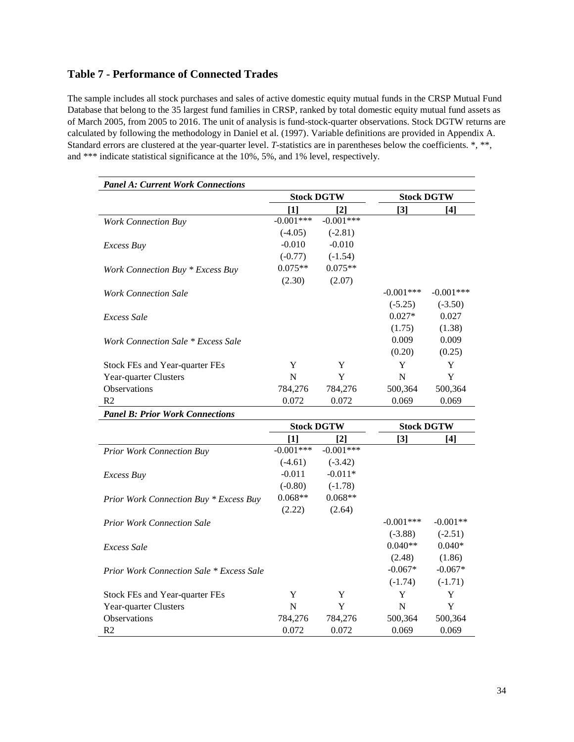## Table 7 - Performance of Connected Trades

The sample includes all stock purchases and sales of active domestic equity mutual funds in the CRSP Mutual Fund Database that belong to the 35 largest fund families in CRSP, ranked by total domestic equity mutual fund assets as of March 2005, from 2005 to 2016. The unit of analysis is fund-stock-quarter observations. Stock DGTW returns are calculated by following the methodology in Daniel et al. (1997). Variable definitions are provided in Appendix A. Standard errors are clustered at the year-quarter level. *T*-statistics are in parentheses below the coefficients. *, **, and *** indicate statistical significance at the 10%, 5%, and 1% level, respectively.

| ***Panel A: Current Work Connections*** | | | | |
|---|---|---|---|---|
| | **Stock DGTW** | | **Stock DGTW** | |
| | **[1]** | **[2]** | **[3]** | **[4]** |
| *Work Connection Buy* | -0.001*** | -0.001*** | | |
| | (-4.05) | (-2.81) | | |
| *Excess Buy* | -0.010 | -0.010 | | |
| | (-0.77) | (-1.54) | | |
| *Work Connection Buy * Excess Buy* | 0.075** | 0.075** | | |
| | (2.30) | (2.07) | | |
| *Work Connection Sale* | | | -0.001*** | -0.001*** |
| | | | (-5.25) | (-3.50) |
| *Excess Sale* | | | 0.027* | 0.027 |
| | | | (1.75) | (1.38) |
| *Work Connection Sale * Excess Sale* | | | 0.009 | 0.009 |
| | | | (0.20) | (0.25) |
| Stock FEs and Year-quarter FEs | Y | Y | Y | Y |
| Year-quarter Clusters | N | Y | N | Y |
| Observations | 784,276 | 784,276 | 500,364 | 500,364 |
| R2 | 0.072 | 0.072 | 0.069 | 0.069 |

| ***Panel B: Prior Work Connections*** | | | | |
|---|---|---|---|---|
| | **Stock DGTW** | | **Stock DGTW** | |
| | **[1]** | **[2]** | **[3]** | **[4]** |
| *Prior Work Connection Buy* | -0.001*** | -0.001*** | | |
| | (-4.61) | (-3.42) | | |
| *Excess Buy* | -0.011 | -0.011* | | |
| | (-0.80) | (-1.78) | | |
| *Prior Work Connection Buy * Excess Buy* | 0.068** | 0.068** | | |
| | (2.22) | (2.64) | | |
| *Prior Work Connection Sale* | | | -0.001*** | -0.001** |
| | | | (-3.88) | (-2.51) |
| *Excess Sale* | | | 0.040** | 0.040* |
| | | | (2.48) | (1.86) |
| *Prior Work Connection Sale * Excess Sale* | | | -0.067* | -0.067* |
| | | | (-1.74) | (-1.71) |
| Stock FEs and Year-quarter FEs | Y | Y | Y | Y |
| Year-quarter Clusters | N | Y | N | Y |
| Observations | 784,276 | 784,276 | 500,364 | 500,364 |
| R2 | 0.072 | 0.072 | 0.069 | 0.069 |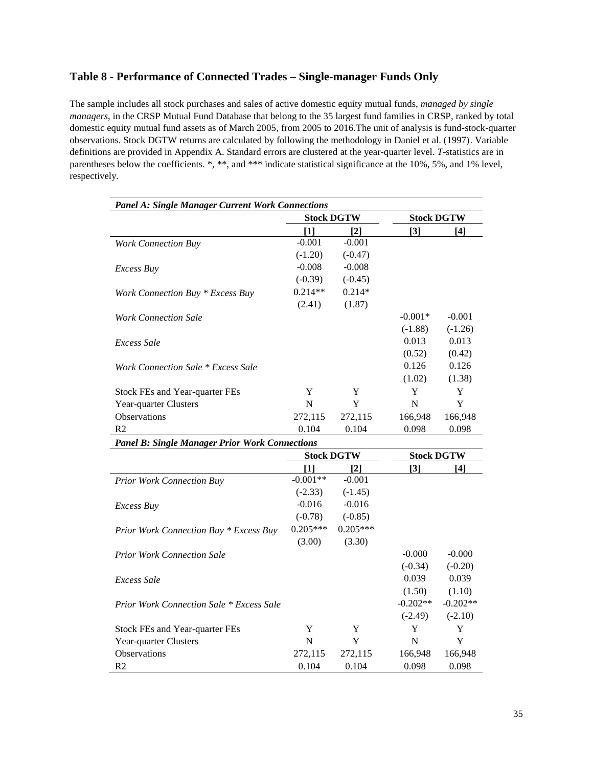## Table 8 - Performance of Connected Trades – Single-manager Funds Only

The sample includes all stock purchases and sales of active domestic equity mutual funds, *managed by single managers*, in the CRSP Mutual Fund Database that belong to the 35 largest fund families in CRSP, ranked by total domestic equity mutual fund assets as of March 2005, from 2005 to 2016.The unit of analysis is fund-stock-quarter observations. Stock DGTW returns are calculated by following the methodology in Daniel et al. (1997). Variable definitions are provided in Appendix A. Standard errors are clustered at the year-quarter level. *T*-statistics are in parentheses below the coefficients. *, **, and *** indicate statistical significance at the 10%, 5%, and 1% level, respectively.

| *Panel A: Single Manager Current Work Connections* | | | | |
|---|---|---|---|---|
| | Stock DGTW | | Stock DGTW | |
| | [1] | [2] | [3] | [4] |
| *Work Connection Buy* | -0.001 | -0.001 | | |
| | (-1.20) | (-0.47) | | |
| *Excess Buy* | -0.008 | -0.008 | | |
| | (-0.39) | (-0.45) | | |
| *Work Connection Buy * Excess Buy* | 0.214** | 0.214* | | |
| | (2.41) | (1.87) | | |
| *Work Connection Sale* | | | -0.001* | -0.001 |
| | | | (-1.88) | (-1.26) |
| *Excess Sale* | | | 0.013 | 0.013 |
| | | | (0.52) | (0.42) |
| *Work Connection Sale * Excess Sale* | | | 0.126 | 0.126 |
| | | | (1.02) | (1.38) |
| Stock FEs and Year-quarter FEs | Y | Y | Y | Y |
| Year-quarter Clusters | N | Y | N | Y |
| Observations | 272,115 | 272,115 | 166,948 | 166,948 |
| R2 | 0.104 | 0.104 | 0.098 | 0.098 |
| ***Panel B: Single Manager Prior Work Connections*** | | | | |
| | Stock DGTW | | Stock DGTW | |
| | [1] | [2] | [3] | [4] |
| *Prior Work Connection Buy* | -0.001** | -0.001 | | |
| | (-2.33) | (-1.45) | | |
| *Excess Buy* | -0.016 | -0.016 | | |
| | (-0.78) | (-0.85) | | |
| *Prior Work Connection Buy * Excess Buy* | 0.205*** | 0.205*** | | |
| | (3.00) | (3.30) | | |
| *Prior Work Connection Sale* | | | -0.000 | -0.000 |
| | | | (-0.34) | (-0.20) |
| *Excess Sale* | | | 0.039 | 0.039 |
| | | | (1.50) | (1.10) |
| *Prior Work Connection Sale * Excess Sale* | | | -0.202** | -0.202** |
| | | | (-2.49) | (-2.10) |
| Stock FEs and Year-quarter FEs | Y | Y | Y | Y |
| Year-quarter Clusters | N | Y | N | Y |
| Observations | 272,115 | 272,115 | 166,948 | 166,948 |
| R2 | 0.104 | 0.104 | 0.098 | 0.098 |